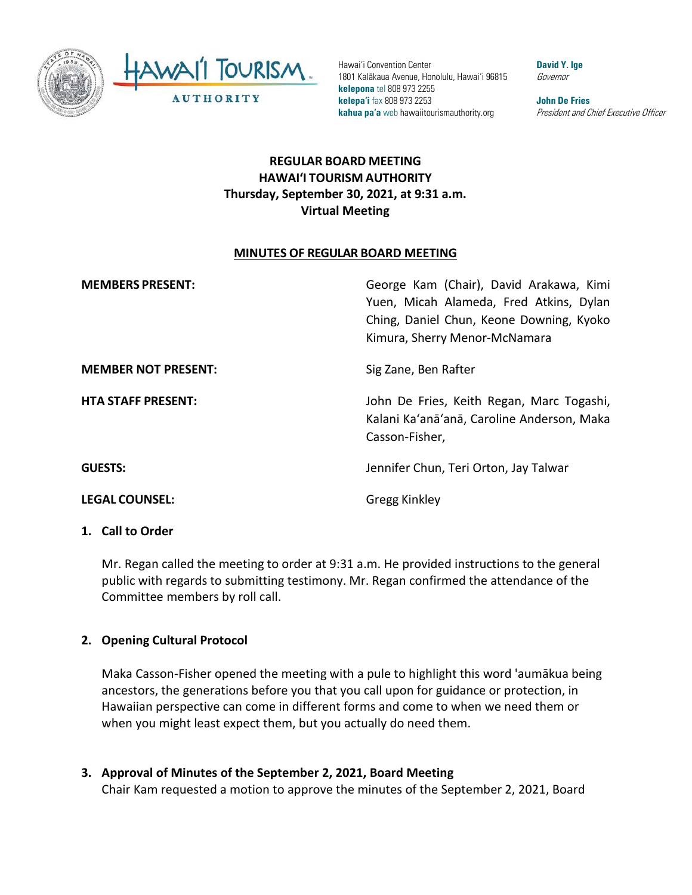Hawaiʻi Convention Center
1801 Kalākaua Avenue, Honolulu, Hawaiʻi 96815
**kelepona** tel 808 973 2255
**kelepaʻi** fax 808 973 2253
**kahua paʻa** web hawaiitourismauthority.org

**David Y. Ige**
*Governor*

**John De Fries**
*President and Chief Executive Officer*

# REGULAR BOARD MEETING
# HAWAIʻI TOURISM AUTHORITY
# Thursday, September 30, 2021, at 9:31 a.m.
# Virtual Meeting

## MINUTES OF REGULAR BOARD MEETING

**MEMBERS PRESENT:** George Kam (Chair), David Arakawa, Kimi Yuen, Micah Alameda, Fred Atkins, Dylan Ching, Daniel Chun, Keone Downing, Kyoko Kimura, Sherry Menor-McNamara

**MEMBER NOT PRESENT:** Sig Zane, Ben Rafter

**HTA STAFF PRESENT:** John De Fries, Keith Regan, Marc Togashi, Kalani Kaʻanāʻanā, Caroline Anderson, Maka Casson-Fisher,

**GUESTS:** Jennifer Chun, Teri Orton, Jay Talwar

**LEGAL COUNSEL:** Gregg Kinkley

### 1. Call to Order

Mr. Regan called the meeting to order at 9:31 a.m. He provided instructions to the general public with regards to submitting testimony. Mr. Regan confirmed the attendance of the Committee members by roll call.

### 2. Opening Cultural Protocol

Maka Casson-Fisher opened the meeting with a pule to highlight this word 'aumākua being ancestors, the generations before you that you call upon for guidance or protection, in Hawaiian perspective can come in different forms and come to when we need them or when you might least expect them, but you actually do need them.

### 3. Approval of Minutes of the September 2, 2021, Board Meeting

Chair Kam requested a motion to approve the minutes of the September 2, 2021, Board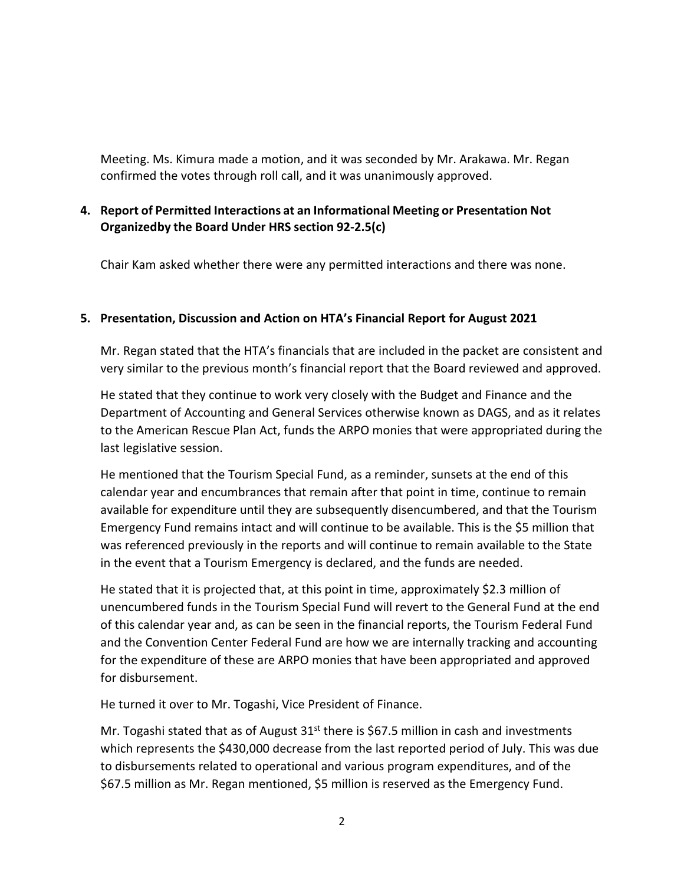Meeting. Ms. Kimura made a motion, and it was seconded by Mr. Arakawa. Mr. Regan confirmed the votes through roll call, and it was unanimously approved.

**4. Report of Permitted Interactions at an Informational Meeting or Presentation Not Organizedby the Board Under HRS section 92-2.5(c)**

Chair Kam asked whether there were any permitted interactions and there was none.

**5. Presentation, Discussion and Action on HTA's Financial Report for August 2021**

Mr. Regan stated that the HTA's financials that are included in the packet are consistent and very similar to the previous month's financial report that the Board reviewed and approved.

He stated that they continue to work very closely with the Budget and Finance and the Department of Accounting and General Services otherwise known as DAGS, and as it relates to the American Rescue Plan Act, funds the ARPO monies that were appropriated during the last legislative session.

He mentioned that the Tourism Special Fund, as a reminder, sunsets at the end of this calendar year and encumbrances that remain after that point in time, continue to remain available for expenditure until they are subsequently disencumbered, and that the Tourism Emergency Fund remains intact and will continue to be available. This is the $5 million that was referenced previously in the reports and will continue to remain available to the State in the event that a Tourism Emergency is declared, and the funds are needed.

He stated that it is projected that, at this point in time, approximately $2.3 million of unencumbered funds in the Tourism Special Fund will revert to the General Fund at the end of this calendar year and, as can be seen in the financial reports, the Tourism Federal Fund and the Convention Center Federal Fund are how we are internally tracking and accounting for the expenditure of these are ARPO monies that have been appropriated and approved for disbursement.

He turned it over to Mr. Togashi, Vice President of Finance.

Mr. Togashi stated that as of August 31st there is $67.5 million in cash and investments which represents the $430,000 decrease from the last reported period of July. This was due to disbursements related to operational and various program expenditures, and of the $67.5 million as Mr. Regan mentioned, $5 million is reserved as the Emergency Fund.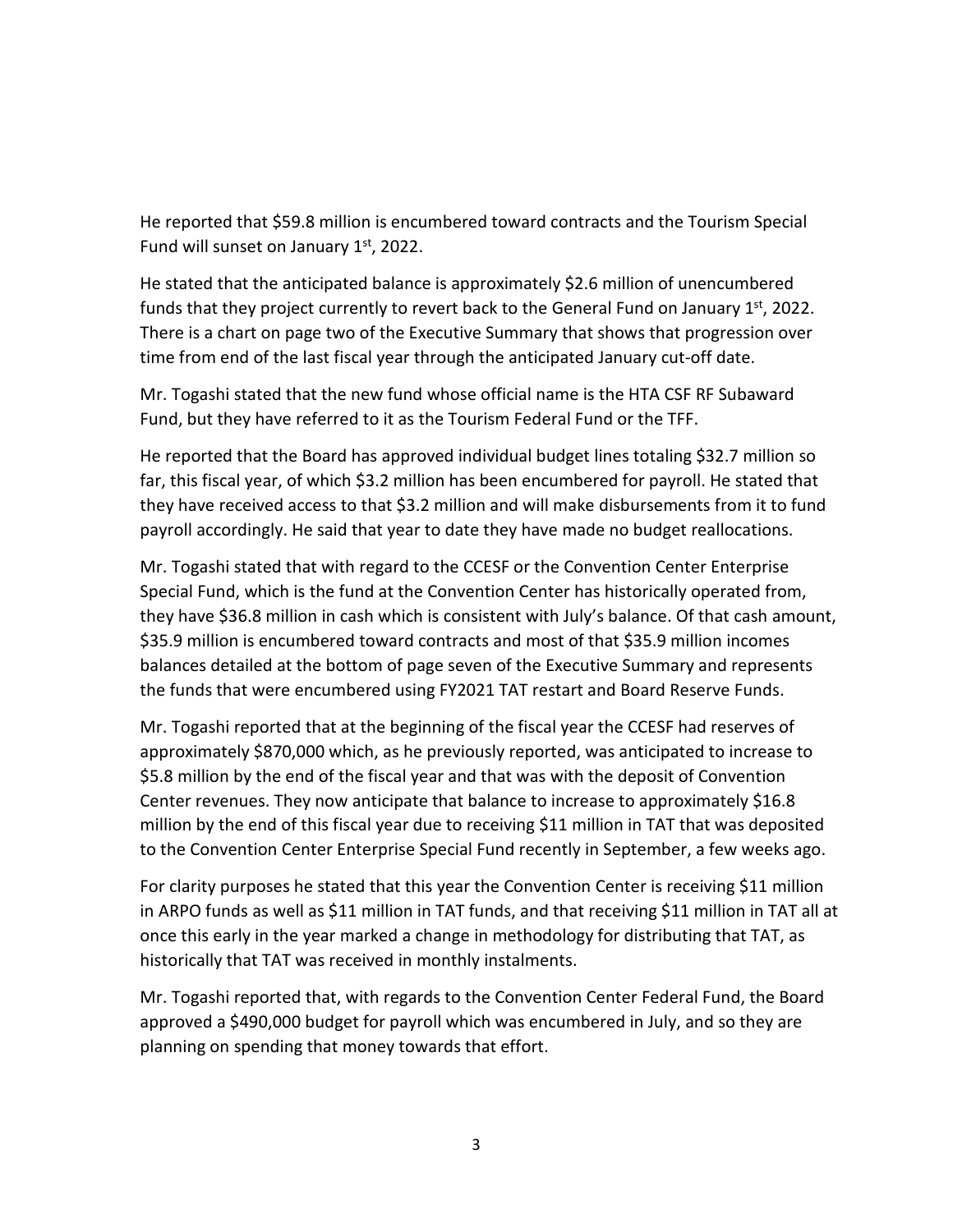He reported that $59.8 million is encumbered toward contracts and the Tourism Special Fund will sunset on January 1st, 2022.

He stated that the anticipated balance is approximately $2.6 million of unencumbered funds that they project currently to revert back to the General Fund on January 1st, 2022. There is a chart on page two of the Executive Summary that shows that progression over time from end of the last fiscal year through the anticipated January cut-off date.

Mr. Togashi stated that the new fund whose official name is the HTA CSF RF Subaward Fund, but they have referred to it as the Tourism Federal Fund or the TFF.

He reported that the Board has approved individual budget lines totaling $32.7 million so far, this fiscal year, of which $3.2 million has been encumbered for payroll. He stated that they have received access to that $3.2 million and will make disbursements from it to fund payroll accordingly. He said that year to date they have made no budget reallocations.

Mr. Togashi stated that with regard to the CCESF or the Convention Center Enterprise Special Fund, which is the fund at the Convention Center has historically operated from, they have $36.8 million in cash which is consistent with July's balance. Of that cash amount, $35.9 million is encumbered toward contracts and most of that $35.9 million incomes balances detailed at the bottom of page seven of the Executive Summary and represents the funds that were encumbered using FY2021 TAT restart and Board Reserve Funds.

Mr. Togashi reported that at the beginning of the fiscal year the CCESF had reserves of approximately $870,000 which, as he previously reported, was anticipated to increase to $5.8 million by the end of the fiscal year and that was with the deposit of Convention Center revenues. They now anticipate that balance to increase to approximately $16.8 million by the end of this fiscal year due to receiving $11 million in TAT that was deposited to the Convention Center Enterprise Special Fund recently in September, a few weeks ago.

For clarity purposes he stated that this year the Convention Center is receiving $11 million in ARPO funds as well as $11 million in TAT funds, and that receiving $11 million in TAT all at once this early in the year marked a change in methodology for distributing that TAT, as historically that TAT was received in monthly instalments.

Mr. Togashi reported that, with regards to the Convention Center Federal Fund, the Board approved a $490,000 budget for payroll which was encumbered in July, and so they are planning on spending that money towards that effort.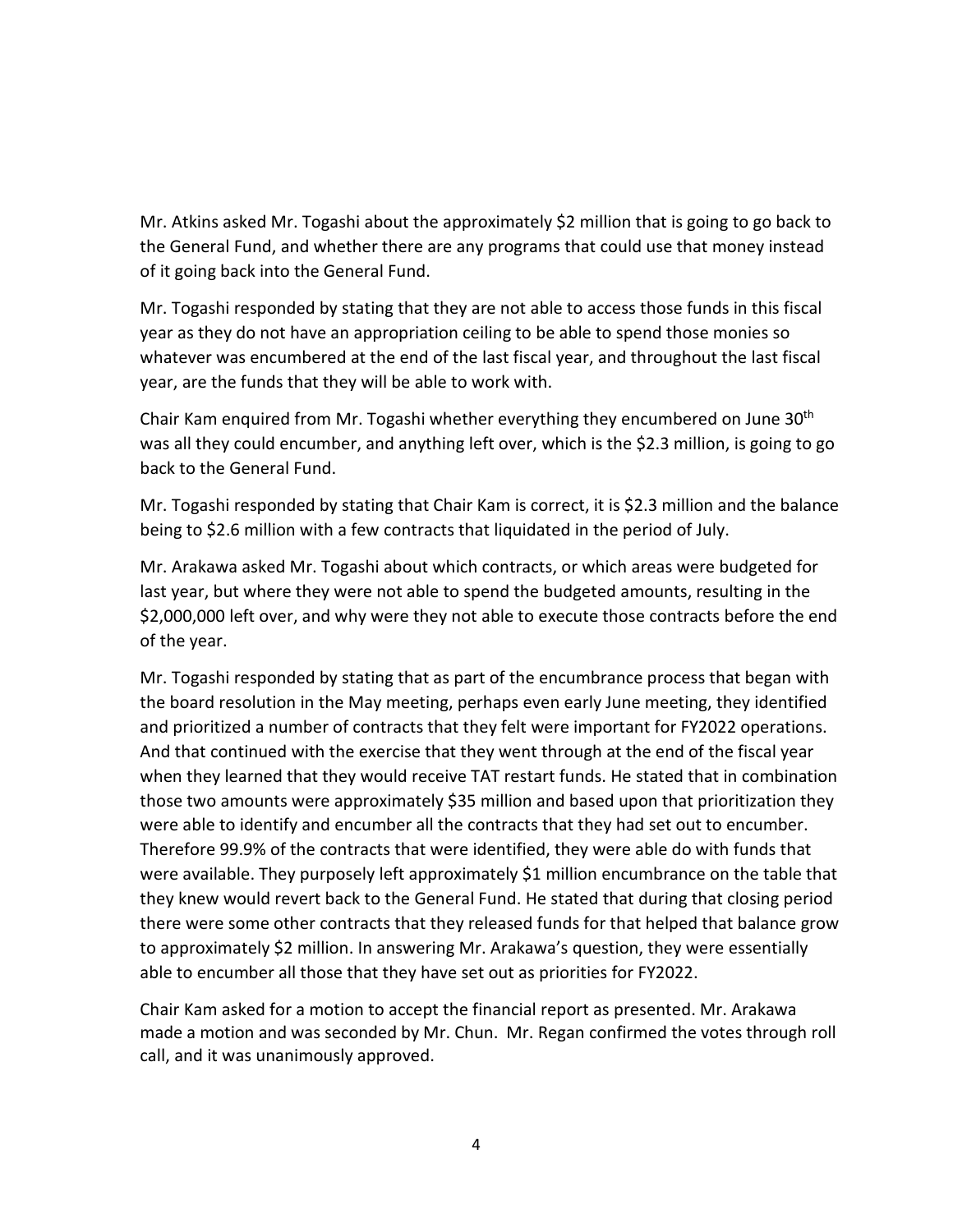Mr. Atkins asked Mr. Togashi about the approximately $2 million that is going to go back to the General Fund, and whether there are any programs that could use that money instead of it going back into the General Fund.

Mr. Togashi responded by stating that they are not able to access those funds in this fiscal year as they do not have an appropriation ceiling to be able to spend those monies so whatever was encumbered at the end of the last fiscal year, and throughout the last fiscal year, are the funds that they will be able to work with.

Chair Kam enquired from Mr. Togashi whether everything they encumbered on June 30th was all they could encumber, and anything left over, which is the $2.3 million, is going to go back to the General Fund.

Mr. Togashi responded by stating that Chair Kam is correct, it is $2.3 million and the balance being to $2.6 million with a few contracts that liquidated in the period of July.

Mr. Arakawa asked Mr. Togashi about which contracts, or which areas were budgeted for last year, but where they were not able to spend the budgeted amounts, resulting in the $2,000,000 left over, and why were they not able to execute those contracts before the end of the year.

Mr. Togashi responded by stating that as part of the encumbrance process that began with the board resolution in the May meeting, perhaps even early June meeting, they identified and prioritized a number of contracts that they felt were important for FY2022 operations. And that continued with the exercise that they went through at the end of the fiscal year when they learned that they would receive TAT restart funds. He stated that in combination those two amounts were approximately $35 million and based upon that prioritization they were able to identify and encumber all the contracts that they had set out to encumber. Therefore 99.9% of the contracts that were identified, they were able do with funds that were available. They purposely left approximately $1 million encumbrance on the table that they knew would revert back to the General Fund. He stated that during that closing period there were some other contracts that they released funds for that helped that balance grow to approximately $2 million. In answering Mr. Arakawa's question, they were essentially able to encumber all those that they have set out as priorities for FY2022.

Chair Kam asked for a motion to accept the financial report as presented. Mr. Arakawa made a motion and was seconded by Mr. Chun. Mr. Regan confirmed the votes through roll call, and it was unanimously approved.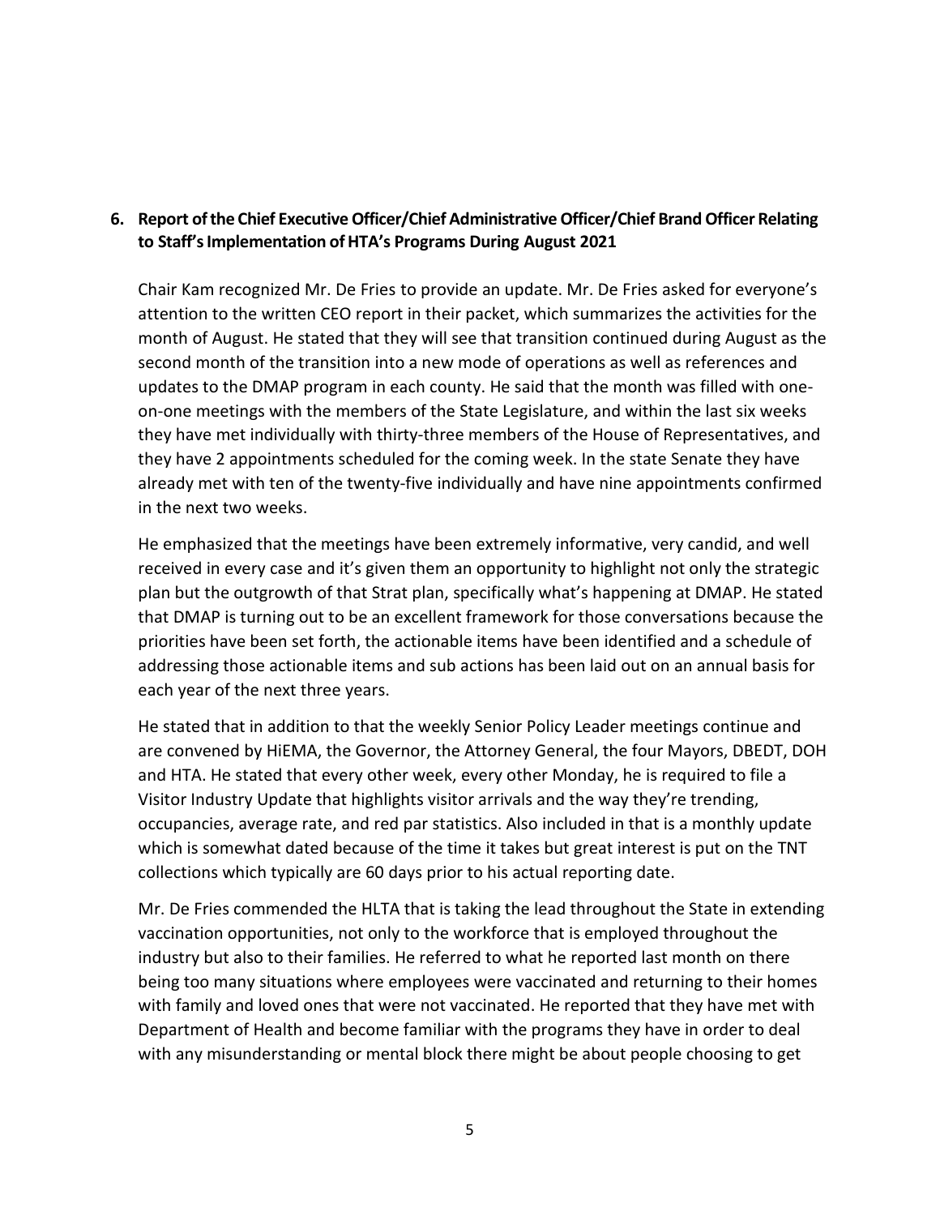**6. Report of the Chief Executive Officer/Chief Administrative Officer/Chief Brand Officer Relating to Staff's Implementation of HTA's Programs During August 2021**

Chair Kam recognized Mr. De Fries to provide an update. Mr. De Fries asked for everyone's attention to the written CEO report in their packet, which summarizes the activities for the month of August. He stated that they will see that transition continued during August as the second month of the transition into a new mode of operations as well as references and updates to the DMAP program in each county. He said that the month was filled with one-on-one meetings with the members of the State Legislature, and within the last six weeks they have met individually with thirty-three members of the House of Representatives, and they have 2 appointments scheduled for the coming week. In the state Senate they have already met with ten of the twenty-five individually and have nine appointments confirmed in the next two weeks.

He emphasized that the meetings have been extremely informative, very candid, and well received in every case and it's given them an opportunity to highlight not only the strategic plan but the outgrowth of that Strat plan, specifically what's happening at DMAP. He stated that DMAP is turning out to be an excellent framework for those conversations because the priorities have been set forth, the actionable items have been identified and a schedule of addressing those actionable items and sub actions has been laid out on an annual basis for each year of the next three years.

He stated that in addition to that the weekly Senior Policy Leader meetings continue and are convened by HiEMA, the Governor, the Attorney General, the four Mayors, DBEDT, DOH and HTA. He stated that every other week, every other Monday, he is required to file a Visitor Industry Update that highlights visitor arrivals and the way they're trending, occupancies, average rate, and red par statistics. Also included in that is a monthly update which is somewhat dated because of the time it takes but great interest is put on the TNT collections which typically are 60 days prior to his actual reporting date.

Mr. De Fries commended the HLTA that is taking the lead throughout the State in extending vaccination opportunities, not only to the workforce that is employed throughout the industry but also to their families. He referred to what he reported last month on there being too many situations where employees were vaccinated and returning to their homes with family and loved ones that were not vaccinated. He reported that they have met with Department of Health and become familiar with the programs they have in order to deal with any misunderstanding or mental block there might be about people choosing to get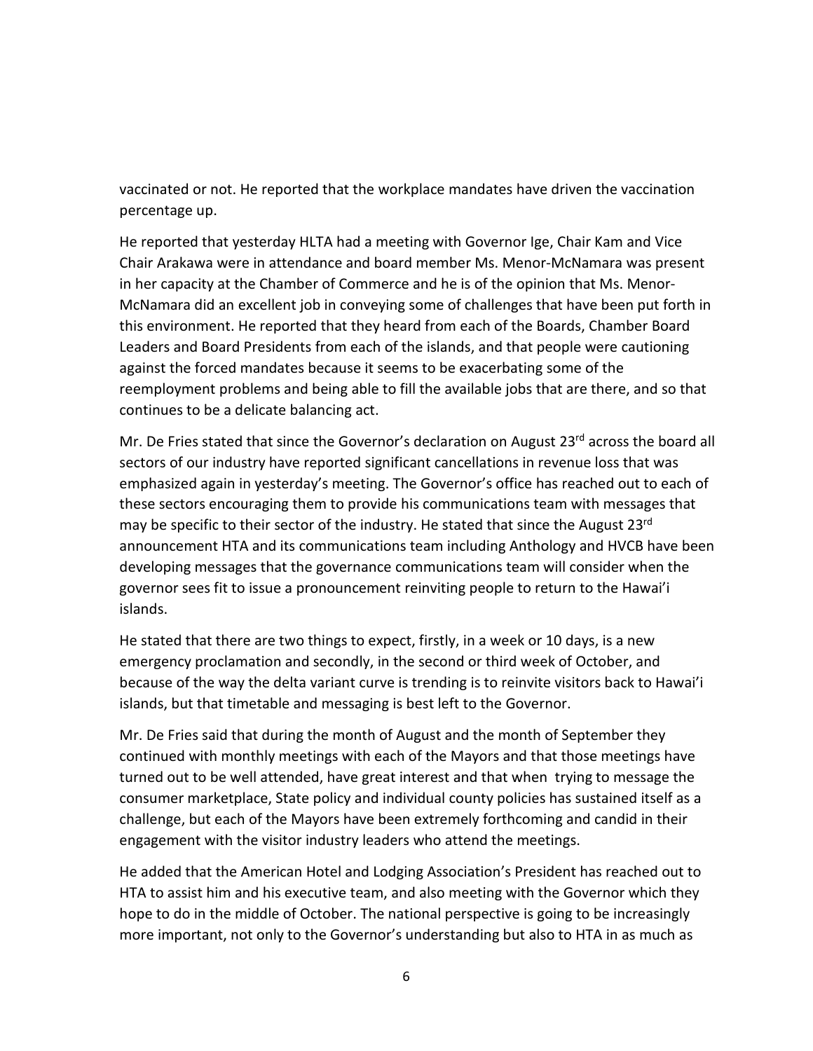vaccinated or not. He reported that the workplace mandates have driven the vaccination percentage up.

He reported that yesterday HLTA had a meeting with Governor Ige, Chair Kam and Vice Chair Arakawa were in attendance and board member Ms. Menor-McNamara was present in her capacity at the Chamber of Commerce and he is of the opinion that Ms. Menor-McNamara did an excellent job in conveying some of challenges that have been put forth in this environment. He reported that they heard from each of the Boards, Chamber Board Leaders and Board Presidents from each of the islands, and that people were cautioning against the forced mandates because it seems to be exacerbating some of the reemployment problems and being able to fill the available jobs that are there, and so that continues to be a delicate balancing act.

Mr. De Fries stated that since the Governor's declaration on August 23rd across the board all sectors of our industry have reported significant cancellations in revenue loss that was emphasized again in yesterday's meeting. The Governor's office has reached out to each of these sectors encouraging them to provide his communications team with messages that may be specific to their sector of the industry. He stated that since the August 23rd announcement HTA and its communications team including Anthology and HVCB have been developing messages that the governance communications team will consider when the governor sees fit to issue a pronouncement reinviting people to return to the Hawai'i islands.

He stated that there are two things to expect, firstly, in a week or 10 days, is a new emergency proclamation and secondly, in the second or third week of October, and because of the way the delta variant curve is trending is to reinvite visitors back to Hawai'i islands, but that timetable and messaging is best left to the Governor.

Mr. De Fries said that during the month of August and the month of September they continued with monthly meetings with each of the Mayors and that those meetings have turned out to be well attended, have great interest and that when trying to message the consumer marketplace, State policy and individual county policies has sustained itself as a challenge, but each of the Mayors have been extremely forthcoming and candid in their engagement with the visitor industry leaders who attend the meetings.

He added that the American Hotel and Lodging Association's President has reached out to HTA to assist him and his executive team, and also meeting with the Governor which they hope to do in the middle of October. The national perspective is going to be increasingly more important, not only to the Governor's understanding but also to HTA in as much as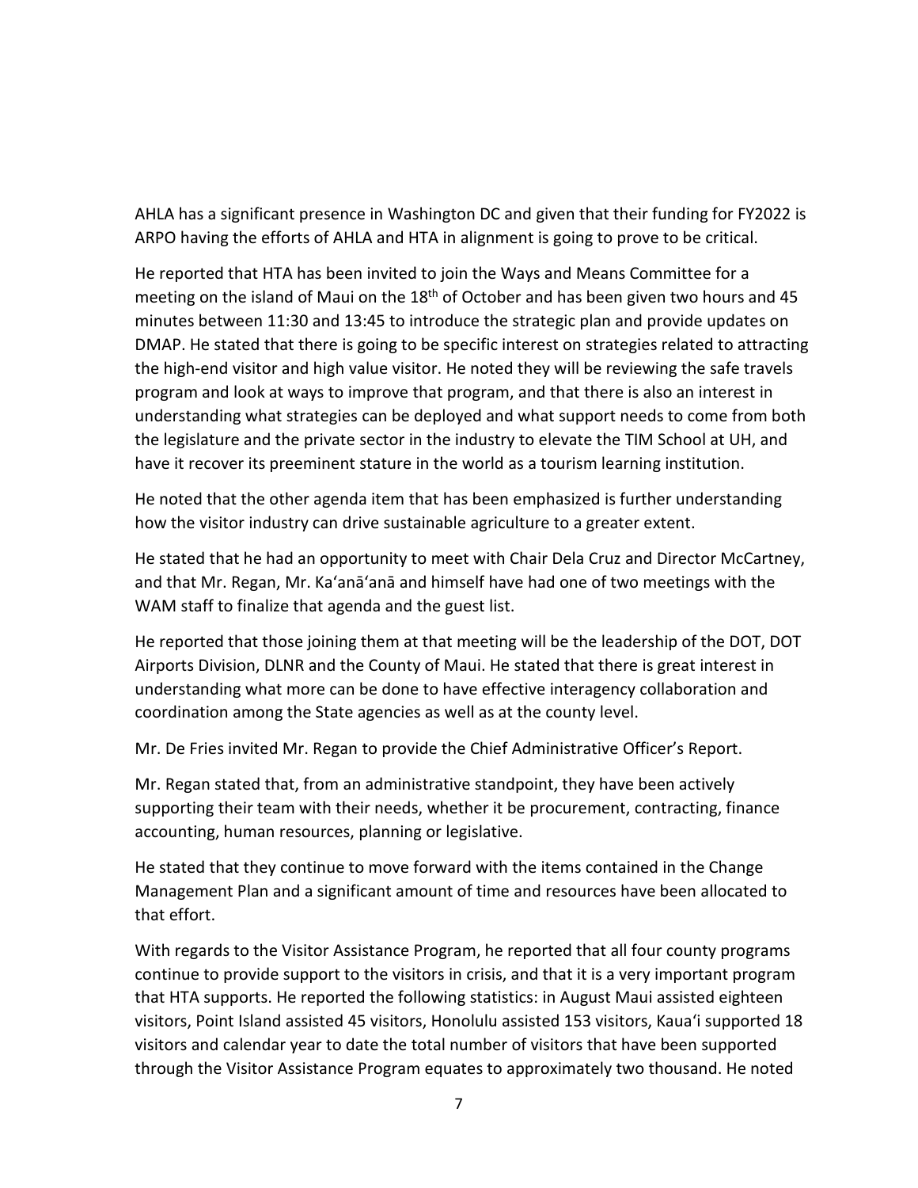AHLA has a significant presence in Washington DC and given that their funding for FY2022 is ARPO having the efforts of AHLA and HTA in alignment is going to prove to be critical.

He reported that HTA has been invited to join the Ways and Means Committee for a meeting on the island of Maui on the 18th of October and has been given two hours and 45 minutes between 11:30 and 13:45 to introduce the strategic plan and provide updates on DMAP. He stated that there is going to be specific interest on strategies related to attracting the high-end visitor and high value visitor. He noted they will be reviewing the safe travels program and look at ways to improve that program, and that there is also an interest in understanding what strategies can be deployed and what support needs to come from both the legislature and the private sector in the industry to elevate the TIM School at UH, and have it recover its preeminent stature in the world as a tourism learning institution.

He noted that the other agenda item that has been emphasized is further understanding how the visitor industry can drive sustainable agriculture to a greater extent.

He stated that he had an opportunity to meet with Chair Dela Cruz and Director McCartney, and that Mr. Regan, Mr. Ka'anā'anā and himself have had one of two meetings with the WAM staff to finalize that agenda and the guest list.

He reported that those joining them at that meeting will be the leadership of the DOT, DOT Airports Division, DLNR and the County of Maui. He stated that there is great interest in understanding what more can be done to have effective interagency collaboration and coordination among the State agencies as well as at the county level.

Mr. De Fries invited Mr. Regan to provide the Chief Administrative Officer's Report.

Mr. Regan stated that, from an administrative standpoint, they have been actively supporting their team with their needs, whether it be procurement, contracting, finance accounting, human resources, planning or legislative.

He stated that they continue to move forward with the items contained in the Change Management Plan and a significant amount of time and resources have been allocated to that effort.

With regards to the Visitor Assistance Program, he reported that all four county programs continue to provide support to the visitors in crisis, and that it is a very important program that HTA supports. He reported the following statistics: in August Maui assisted eighteen visitors, Point Island assisted 45 visitors, Honolulu assisted 153 visitors, Kaua'i supported 18 visitors and calendar year to date the total number of visitors that have been supported through the Visitor Assistance Program equates to approximately two thousand. He noted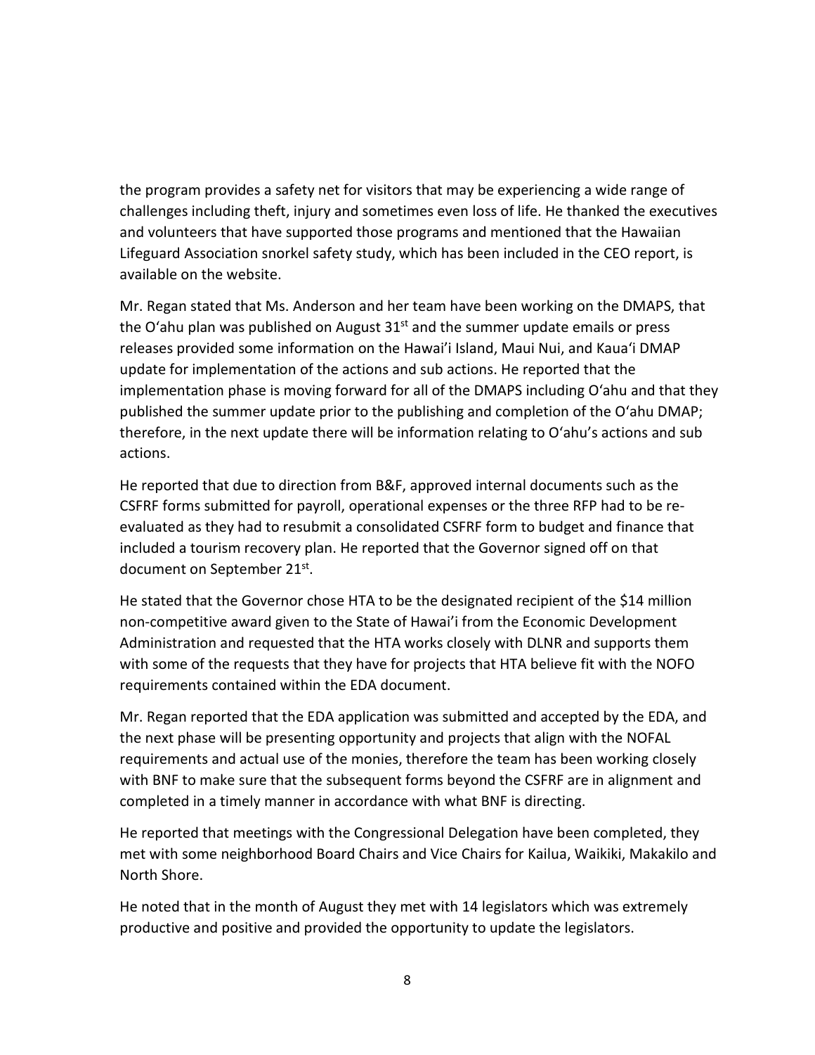the program provides a safety net for visitors that may be experiencing a wide range of challenges including theft, injury and sometimes even loss of life. He thanked the executives and volunteers that have supported those programs and mentioned that the Hawaiian Lifeguard Association snorkel safety study, which has been included in the CEO report, is available on the website.

Mr. Regan stated that Ms. Anderson and her team have been working on the DMAPS, that the Oʻahu plan was published on August 31st and the summer update emails or press releases provided some information on the Hawaiʻi Island, Maui Nui, and Kauaʻi DMAP update for implementation of the actions and sub actions. He reported that the implementation phase is moving forward for all of the DMAPS including Oʻahu and that they published the summer update prior to the publishing and completion of the Oʻahu DMAP; therefore, in the next update there will be information relating to Oʻahu's actions and sub actions.

He reported that due to direction from B&F, approved internal documents such as the CSFRF forms submitted for payroll, operational expenses or the three RFP had to be re-evaluated as they had to resubmit a consolidated CSFRF form to budget and finance that included a tourism recovery plan. He reported that the Governor signed off on that document on September 21st.

He stated that the Governor chose HTA to be the designated recipient of the $14 million non-competitive award given to the State of Hawaiʻi from the Economic Development Administration and requested that the HTA works closely with DLNR and supports them with some of the requests that they have for projects that HTA believe fit with the NOFO requirements contained within the EDA document.

Mr. Regan reported that the EDA application was submitted and accepted by the EDA, and the next phase will be presenting opportunity and projects that align with the NOFAL requirements and actual use of the monies, therefore the team has been working closely with BNF to make sure that the subsequent forms beyond the CSFRF are in alignment and completed in a timely manner in accordance with what BNF is directing.

He reported that meetings with the Congressional Delegation have been completed, they met with some neighborhood Board Chairs and Vice Chairs for Kailua, Waikiki, Makakilo and North Shore.

He noted that in the month of August they met with 14 legislators which was extremely productive and positive and provided the opportunity to update the legislators.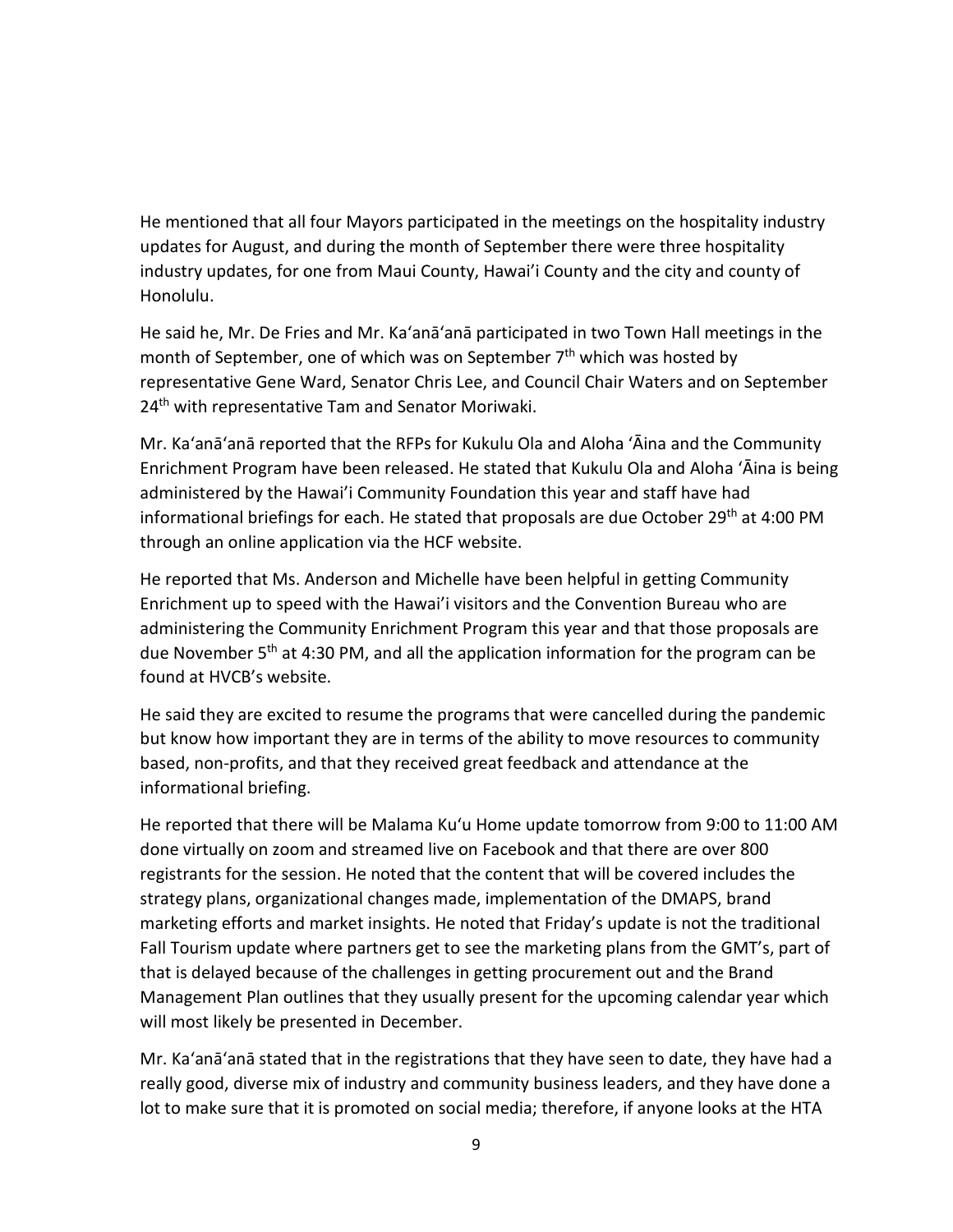He mentioned that all four Mayors participated in the meetings on the hospitality industry updates for August, and during the month of September there were three hospitality industry updates, for one from Maui County, Hawai'i County and the city and county of Honolulu.

He said he, Mr. De Fries and Mr. Ka'anā'anā participated in two Town Hall meetings in the month of September, one of which was on September 7th which was hosted by representative Gene Ward, Senator Chris Lee, and Council Chair Waters and on September 24th with representative Tam and Senator Moriwaki.

Mr. Ka'anā'anā reported that the RFPs for Kukulu Ola and Aloha 'Āina and the Community Enrichment Program have been released. He stated that Kukulu Ola and Aloha 'Āina is being administered by the Hawai'i Community Foundation this year and staff have had informational briefings for each. He stated that proposals are due October 29th at 4:00 PM through an online application via the HCF website.

He reported that Ms. Anderson and Michelle have been helpful in getting Community Enrichment up to speed with the Hawai'i visitors and the Convention Bureau who are administering the Community Enrichment Program this year and that those proposals are due November 5th at 4:30 PM, and all the application information for the program can be found at HVCB's website.

He said they are excited to resume the programs that were cancelled during the pandemic but know how important they are in terms of the ability to move resources to community based, non-profits, and that they received great feedback and attendance at the informational briefing.

He reported that there will be Malama Ku'u Home update tomorrow from 9:00 to 11:00 AM done virtually on zoom and streamed live on Facebook and that there are over 800 registrants for the session. He noted that the content that will be covered includes the strategy plans, organizational changes made, implementation of the DMAPS, brand marketing efforts and market insights. He noted that Friday's update is not the traditional Fall Tourism update where partners get to see the marketing plans from the GMT's, part of that is delayed because of the challenges in getting procurement out and the Brand Management Plan outlines that they usually present for the upcoming calendar year which will most likely be presented in December.

Mr. Ka'anā'anā stated that in the registrations that they have seen to date, they have had a really good, diverse mix of industry and community business leaders, and they have done a lot to make sure that it is promoted on social media; therefore, if anyone looks at the HTA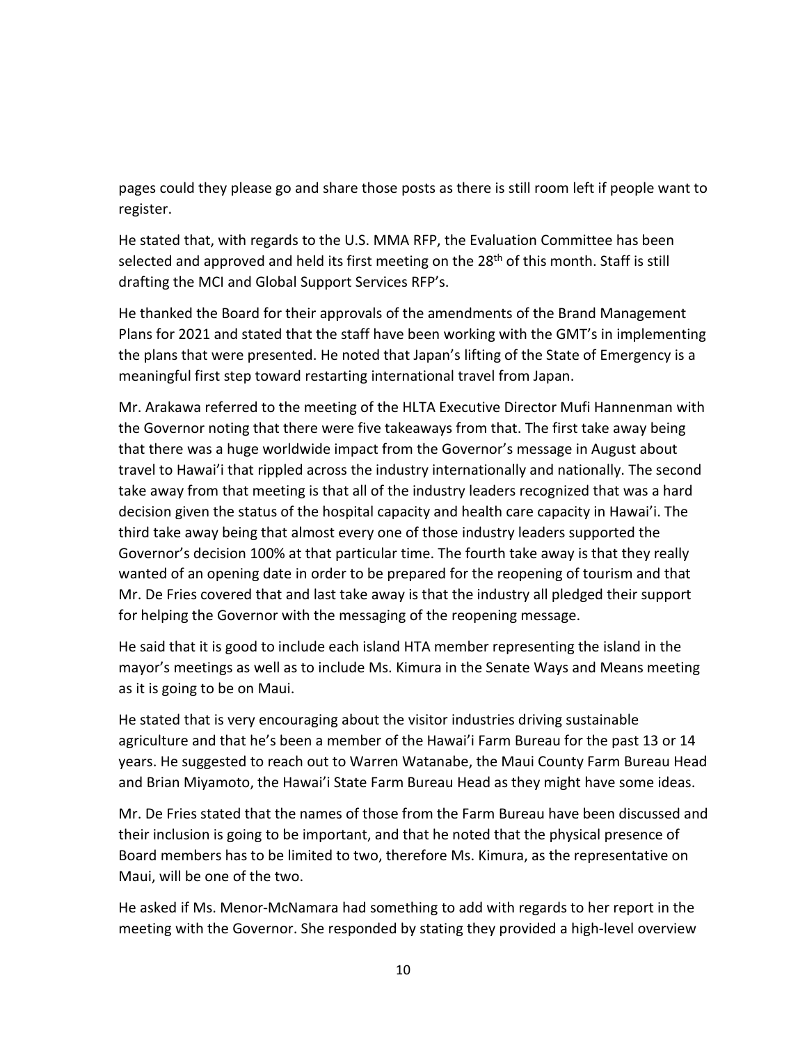pages could they please go and share those posts as there is still room left if people want to register.

He stated that, with regards to the U.S. MMA RFP, the Evaluation Committee has been selected and approved and held its first meeting on the 28th of this month. Staff is still drafting the MCI and Global Support Services RFP's.

He thanked the Board for their approvals of the amendments of the Brand Management Plans for 2021 and stated that the staff have been working with the GMT's in implementing the plans that were presented. He noted that Japan's lifting of the State of Emergency is a meaningful first step toward restarting international travel from Japan.

Mr. Arakawa referred to the meeting of the HLTA Executive Director Mufi Hannenman with the Governor noting that there were five takeaways from that. The first take away being that there was a huge worldwide impact from the Governor's message in August about travel to Hawai'i that rippled across the industry internationally and nationally. The second take away from that meeting is that all of the industry leaders recognized that was a hard decision given the status of the hospital capacity and health care capacity in Hawai'i. The third take away being that almost every one of those industry leaders supported the Governor's decision 100% at that particular time. The fourth take away is that they really wanted of an opening date in order to be prepared for the reopening of tourism and that Mr. De Fries covered that and last take away is that the industry all pledged their support for helping the Governor with the messaging of the reopening message.

He said that it is good to include each island HTA member representing the island in the mayor's meetings as well as to include Ms. Kimura in the Senate Ways and Means meeting as it is going to be on Maui.

He stated that is very encouraging about the visitor industries driving sustainable agriculture and that he's been a member of the Hawai'i Farm Bureau for the past 13 or 14 years. He suggested to reach out to Warren Watanabe, the Maui County Farm Bureau Head and Brian Miyamoto, the Hawai'i State Farm Bureau Head as they might have some ideas.

Mr. De Fries stated that the names of those from the Farm Bureau have been discussed and their inclusion is going to be important, and that he noted that the physical presence of Board members has to be limited to two, therefore Ms. Kimura, as the representative on Maui, will be one of the two.

He asked if Ms. Menor-McNamara had something to add with regards to her report in the meeting with the Governor. She responded by stating they provided a high-level overview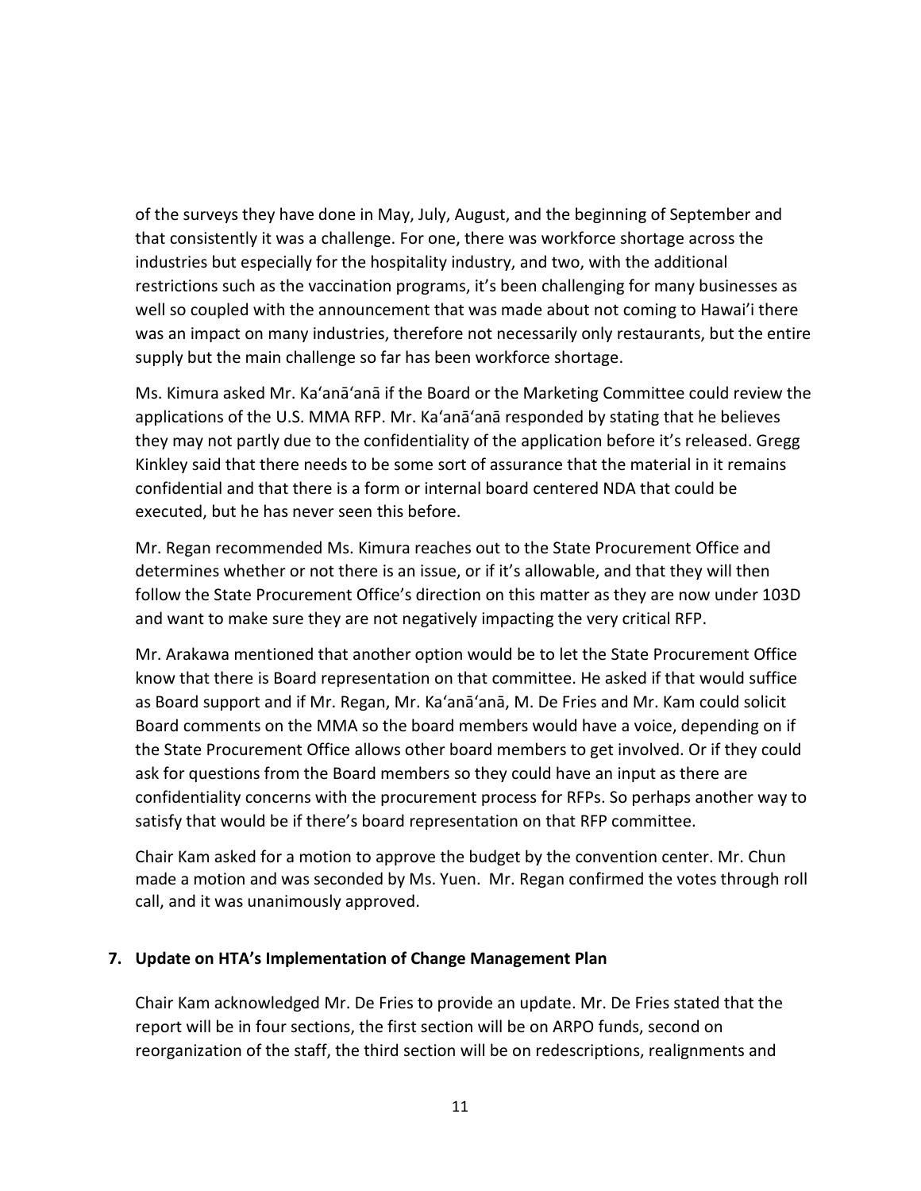of the surveys they have done in May, July, August, and the beginning of September and that consistently it was a challenge. For one, there was workforce shortage across the industries but especially for the hospitality industry, and two, with the additional restrictions such as the vaccination programs, it's been challenging for many businesses as well so coupled with the announcement that was made about not coming to Hawai'i there was an impact on many industries, therefore not necessarily only restaurants, but the entire supply but the main challenge so far has been workforce shortage.

Ms. Kimura asked Mr. Ka'anā'anā if the Board or the Marketing Committee could review the applications of the U.S. MMA RFP. Mr. Ka'anā'anā responded by stating that he believes they may not partly due to the confidentiality of the application before it's released. Gregg Kinkley said that there needs to be some sort of assurance that the material in it remains confidential and that there is a form or internal board centered NDA that could be executed, but he has never seen this before.

Mr. Regan recommended Ms. Kimura reaches out to the State Procurement Office and determines whether or not there is an issue, or if it's allowable, and that they will then follow the State Procurement Office's direction on this matter as they are now under 103D and want to make sure they are not negatively impacting the very critical RFP.

Mr. Arakawa mentioned that another option would be to let the State Procurement Office know that there is Board representation on that committee. He asked if that would suffice as Board support and if Mr. Regan, Mr. Ka'anā'anā, M. De Fries and Mr. Kam could solicit Board comments on the MMA so the board members would have a voice, depending on if the State Procurement Office allows other board members to get involved. Or if they could ask for questions from the Board members so they could have an input as there are confidentiality concerns with the procurement process for RFPs. So perhaps another way to satisfy that would be if there's board representation on that RFP committee.

Chair Kam asked for a motion to approve the budget by the convention center. Mr. Chun made a motion and was seconded by Ms. Yuen. Mr. Regan confirmed the votes through roll call, and it was unanimously approved.

**7. Update on HTA's Implementation of Change Management Plan**

Chair Kam acknowledged Mr. De Fries to provide an update. Mr. De Fries stated that the report will be in four sections, the first section will be on ARPO funds, second on reorganization of the staff, the third section will be on redescriptions, realignments and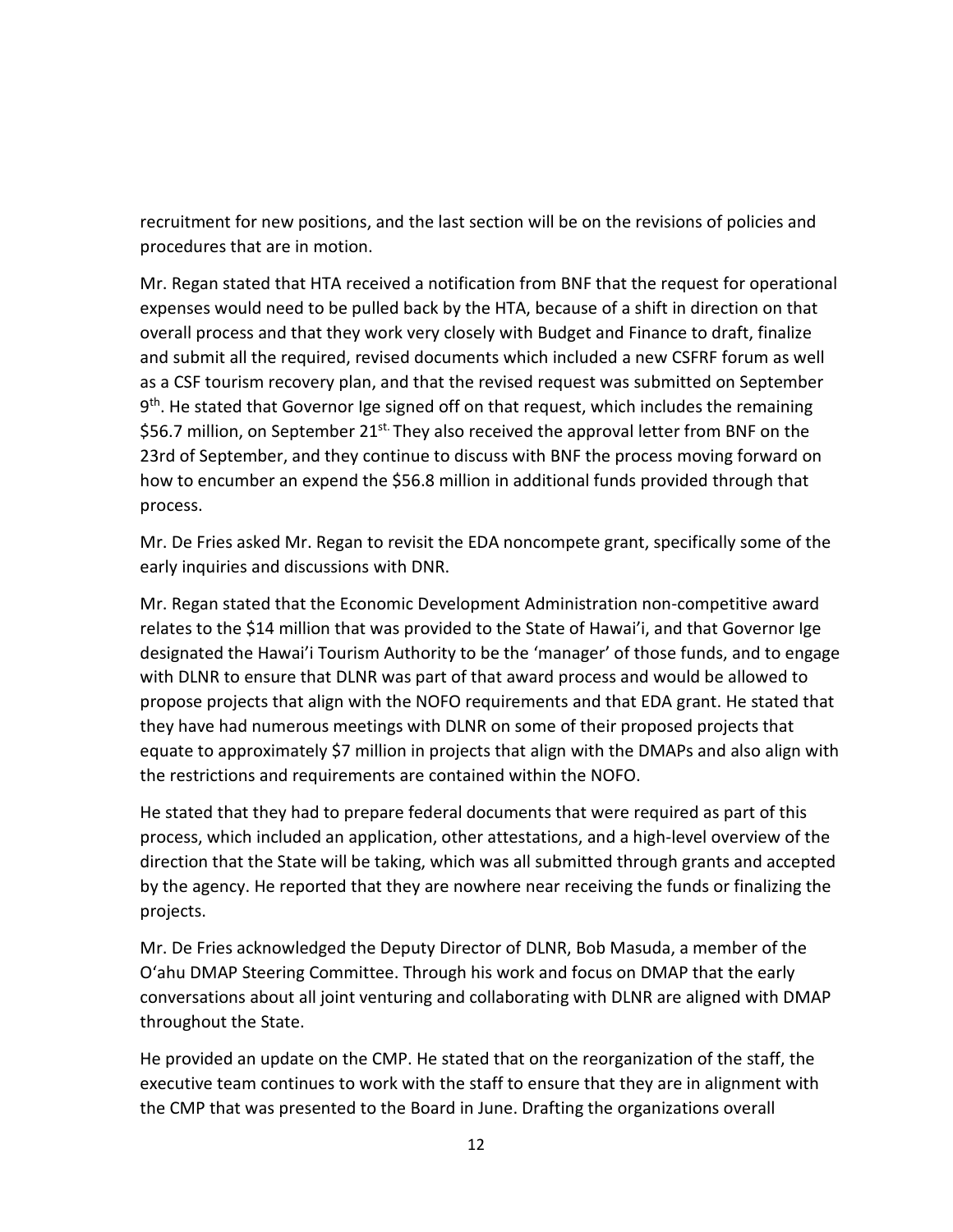recruitment for new positions, and the last section will be on the revisions of policies and procedures that are in motion.

Mr. Regan stated that HTA received a notification from BNF that the request for operational expenses would need to be pulled back by the HTA, because of a shift in direction on that overall process and that they work very closely with Budget and Finance to draft, finalize and submit all the required, revised documents which included a new CSFRF forum as well as a CSF tourism recovery plan, and that the revised request was submitted on September 9th. He stated that Governor Ige signed off on that request, which includes the remaining $56.7 million, on September 21st. They also received the approval letter from BNF on the 23rd of September, and they continue to discuss with BNF the process moving forward on how to encumber an expend the $56.8 million in additional funds provided through that process.

Mr. De Fries asked Mr. Regan to revisit the EDA noncompete grant, specifically some of the early inquiries and discussions with DNR.

Mr. Regan stated that the Economic Development Administration non-competitive award relates to the $14 million that was provided to the State of Hawai'i, and that Governor Ige designated the Hawai'i Tourism Authority to be the 'manager' of those funds, and to engage with DLNR to ensure that DLNR was part of that award process and would be allowed to propose projects that align with the NOFO requirements and that EDA grant. He stated that they have had numerous meetings with DLNR on some of their proposed projects that equate to approximately $7 million in projects that align with the DMAPs and also align with the restrictions and requirements are contained within the NOFO.

He stated that they had to prepare federal documents that were required as part of this process, which included an application, other attestations, and a high-level overview of the direction that the State will be taking, which was all submitted through grants and accepted by the agency. He reported that they are nowhere near receiving the funds or finalizing the projects.

Mr. De Fries acknowledged the Deputy Director of DLNR, Bob Masuda, a member of the O'ahu DMAP Steering Committee. Through his work and focus on DMAP that the early conversations about all joint venturing and collaborating with DLNR are aligned with DMAP throughout the State.

He provided an update on the CMP. He stated that on the reorganization of the staff, the executive team continues to work with the staff to ensure that they are in alignment with the CMP that was presented to the Board in June. Drafting the organizations overall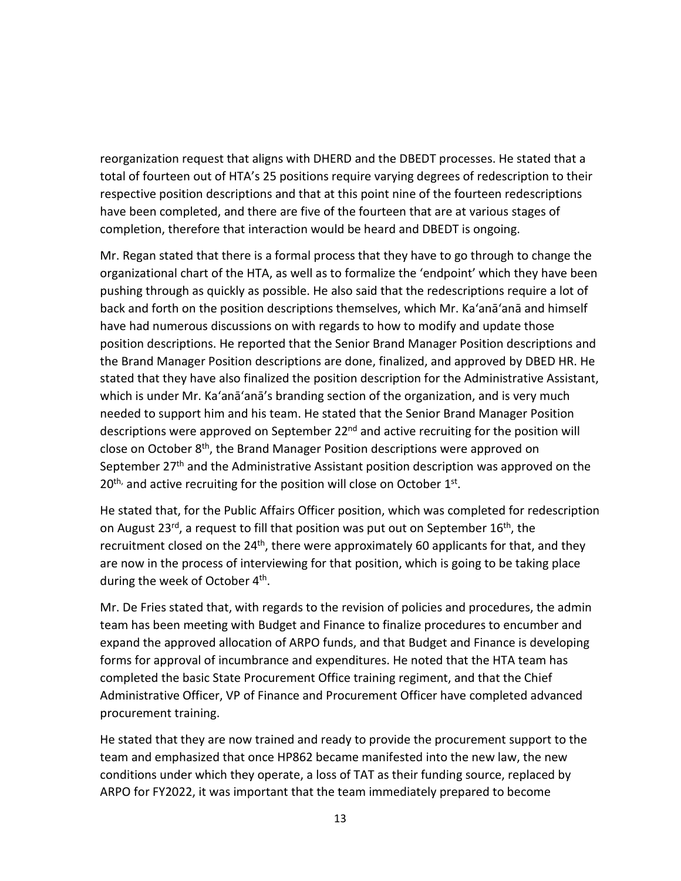reorganization request that aligns with DHERD and the DBEDT processes. He stated that a total of fourteen out of HTA's 25 positions require varying degrees of redescription to their respective position descriptions and that at this point nine of the fourteen redescriptions have been completed, and there are five of the fourteen that are at various stages of completion, therefore that interaction would be heard and DBEDT is ongoing.

Mr. Regan stated that there is a formal process that they have to go through to change the organizational chart of the HTA, as well as to formalize the 'endpoint' which they have been pushing through as quickly as possible. He also said that the redescriptions require a lot of back and forth on the position descriptions themselves, which Mr. Ka'anā'anā and himself have had numerous discussions on with regards to how to modify and update those position descriptions. He reported that the Senior Brand Manager Position descriptions and the Brand Manager Position descriptions are done, finalized, and approved by DBED HR. He stated that they have also finalized the position description for the Administrative Assistant, which is under Mr. Ka'anā'anā's branding section of the organization, and is very much needed to support him and his team. He stated that the Senior Brand Manager Position descriptions were approved on September 22nd and active recruiting for the position will close on October 8th, the Brand Manager Position descriptions were approved on September 27th and the Administrative Assistant position description was approved on the 20th, and active recruiting for the position will close on October 1st.

He stated that, for the Public Affairs Officer position, which was completed for redescription on August 23rd, a request to fill that position was put out on September 16th, the recruitment closed on the 24th, there were approximately 60 applicants for that, and they are now in the process of interviewing for that position, which is going to be taking place during the week of October 4th.

Mr. De Fries stated that, with regards to the revision of policies and procedures, the admin team has been meeting with Budget and Finance to finalize procedures to encumber and expand the approved allocation of ARPO funds, and that Budget and Finance is developing forms for approval of incumbrance and expenditures. He noted that the HTA team has completed the basic State Procurement Office training regiment, and that the Chief Administrative Officer, VP of Finance and Procurement Officer have completed advanced procurement training.

He stated that they are now trained and ready to provide the procurement support to the team and emphasized that once HP862 became manifested into the new law, the new conditions under which they operate, a loss of TAT as their funding source, replaced by ARPO for FY2022, it was important that the team immediately prepared to become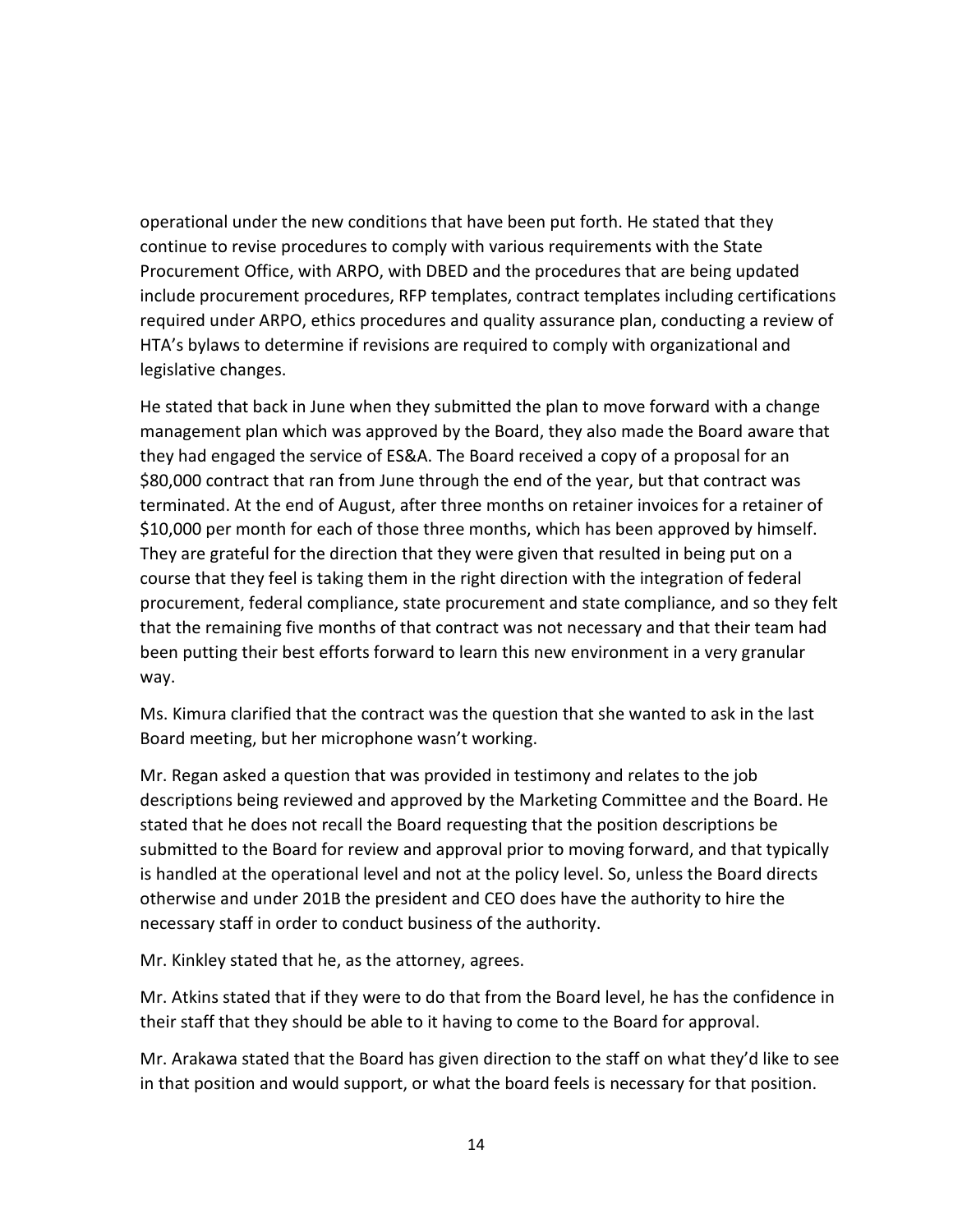operational under the new conditions that have been put forth. He stated that they continue to revise procedures to comply with various requirements with the State Procurement Office, with ARPO, with DBED and the procedures that are being updated include procurement procedures, RFP templates, contract templates including certifications required under ARPO, ethics procedures and quality assurance plan, conducting a review of HTA's bylaws to determine if revisions are required to comply with organizational and legislative changes.

He stated that back in June when they submitted the plan to move forward with a change management plan which was approved by the Board, they also made the Board aware that they had engaged the service of ES&A. The Board received a copy of a proposal for an $80,000 contract that ran from June through the end of the year, but that contract was terminated. At the end of August, after three months on retainer invoices for a retainer of $10,000 per month for each of those three months, which has been approved by himself. They are grateful for the direction that they were given that resulted in being put on a course that they feel is taking them in the right direction with the integration of federal procurement, federal compliance, state procurement and state compliance, and so they felt that the remaining five months of that contract was not necessary and that their team had been putting their best efforts forward to learn this new environment in a very granular way.

Ms. Kimura clarified that the contract was the question that she wanted to ask in the last Board meeting, but her microphone wasn't working.

Mr. Regan asked a question that was provided in testimony and relates to the job descriptions being reviewed and approved by the Marketing Committee and the Board. He stated that he does not recall the Board requesting that the position descriptions be submitted to the Board for review and approval prior to moving forward, and that typically is handled at the operational level and not at the policy level. So, unless the Board directs otherwise and under 201B the president and CEO does have the authority to hire the necessary staff in order to conduct business of the authority.

Mr. Kinkley stated that he, as the attorney, agrees.

Mr. Atkins stated that if they were to do that from the Board level, he has the confidence in their staff that they should be able to it having to come to the Board for approval.

Mr. Arakawa stated that the Board has given direction to the staff on what they'd like to see in that position and would support, or what the board feels is necessary for that position.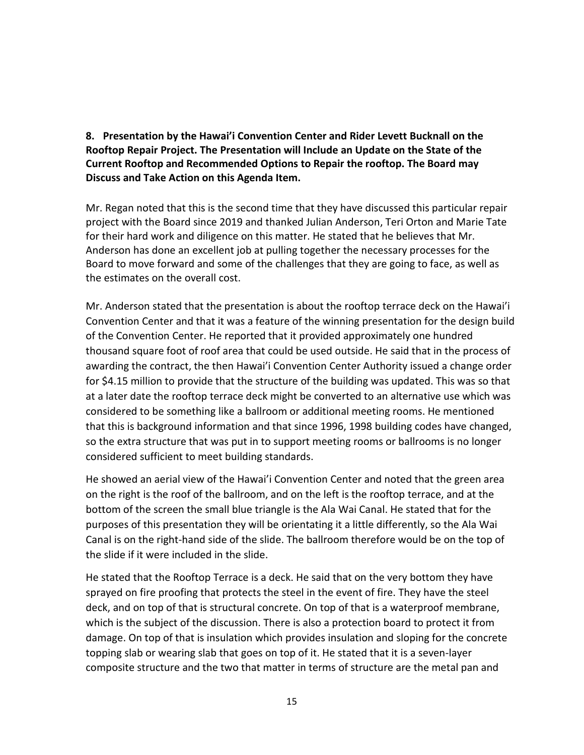**8. Presentation by the Hawai'i Convention Center and Rider Levett Bucknall on the Rooftop Repair Project. The Presentation will Include an Update on the State of the Current Rooftop and Recommended Options to Repair the rooftop. The Board may Discuss and Take Action on this Agenda Item.**

Mr. Regan noted that this is the second time that they have discussed this particular repair project with the Board since 2019 and thanked Julian Anderson, Teri Orton and Marie Tate for their hard work and diligence on this matter. He stated that he believes that Mr. Anderson has done an excellent job at pulling together the necessary processes for the Board to move forward and some of the challenges that they are going to face, as well as the estimates on the overall cost.

Mr. Anderson stated that the presentation is about the rooftop terrace deck on the Hawai'i Convention Center and that it was a feature of the winning presentation for the design build of the Convention Center. He reported that it provided approximately one hundred thousand square foot of roof area that could be used outside. He said that in the process of awarding the contract, the then Hawai'i Convention Center Authority issued a change order for $4.15 million to provide that the structure of the building was updated. This was so that at a later date the rooftop terrace deck might be converted to an alternative use which was considered to be something like a ballroom or additional meeting rooms. He mentioned that this is background information and that since 1996, 1998 building codes have changed, so the extra structure that was put in to support meeting rooms or ballrooms is no longer considered sufficient to meet building standards.

He showed an aerial view of the Hawai'i Convention Center and noted that the green area on the right is the roof of the ballroom, and on the left is the rooftop terrace, and at the bottom of the screen the small blue triangle is the Ala Wai Canal. He stated that for the purposes of this presentation they will be orientating it a little differently, so the Ala Wai Canal is on the right-hand side of the slide. The ballroom therefore would be on the top of the slide if it were included in the slide.

He stated that the Rooftop Terrace is a deck. He said that on the very bottom they have sprayed on fire proofing that protects the steel in the event of fire. They have the steel deck, and on top of that is structural concrete. On top of that is a waterproof membrane, which is the subject of the discussion. There is also a protection board to protect it from damage. On top of that is insulation which provides insulation and sloping for the concrete topping slab or wearing slab that goes on top of it. He stated that it is a seven-layer composite structure and the two that matter in terms of structure are the metal pan and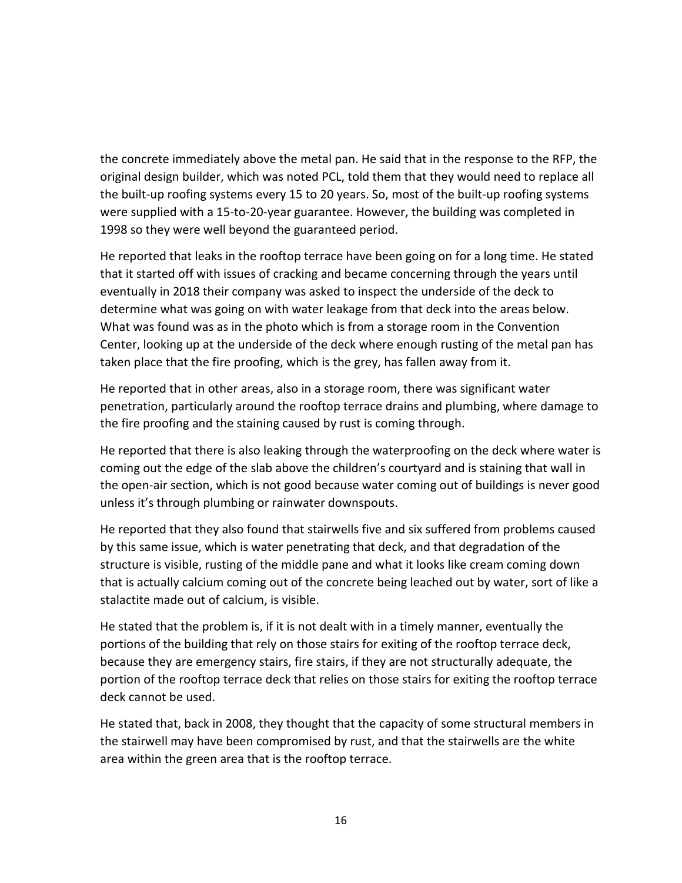the concrete immediately above the metal pan. He said that in the response to the RFP, the original design builder, which was noted PCL, told them that they would need to replace all the built-up roofing systems every 15 to 20 years. So, most of the built-up roofing systems were supplied with a 15-to-20-year guarantee. However, the building was completed in 1998 so they were well beyond the guaranteed period.

He reported that leaks in the rooftop terrace have been going on for a long time. He stated that it started off with issues of cracking and became concerning through the years until eventually in 2018 their company was asked to inspect the underside of the deck to determine what was going on with water leakage from that deck into the areas below. What was found was as in the photo which is from a storage room in the Convention Center, looking up at the underside of the deck where enough rusting of the metal pan has taken place that the fire proofing, which is the grey, has fallen away from it.

He reported that in other areas, also in a storage room, there was significant water penetration, particularly around the rooftop terrace drains and plumbing, where damage to the fire proofing and the staining caused by rust is coming through.

He reported that there is also leaking through the waterproofing on the deck where water is coming out the edge of the slab above the children's courtyard and is staining that wall in the open-air section, which is not good because water coming out of buildings is never good unless it's through plumbing or rainwater downspouts.

He reported that they also found that stairwells five and six suffered from problems caused by this same issue, which is water penetrating that deck, and that degradation of the structure is visible, rusting of the middle pane and what it looks like cream coming down that is actually calcium coming out of the concrete being leached out by water, sort of like a stalactite made out of calcium, is visible.

He stated that the problem is, if it is not dealt with in a timely manner, eventually the portions of the building that rely on those stairs for exiting of the rooftop terrace deck, because they are emergency stairs, fire stairs, if they are not structurally adequate, the portion of the rooftop terrace deck that relies on those stairs for exiting the rooftop terrace deck cannot be used.

He stated that, back in 2008, they thought that the capacity of some structural members in the stairwell may have been compromised by rust, and that the stairwells are the white area within the green area that is the rooftop terrace.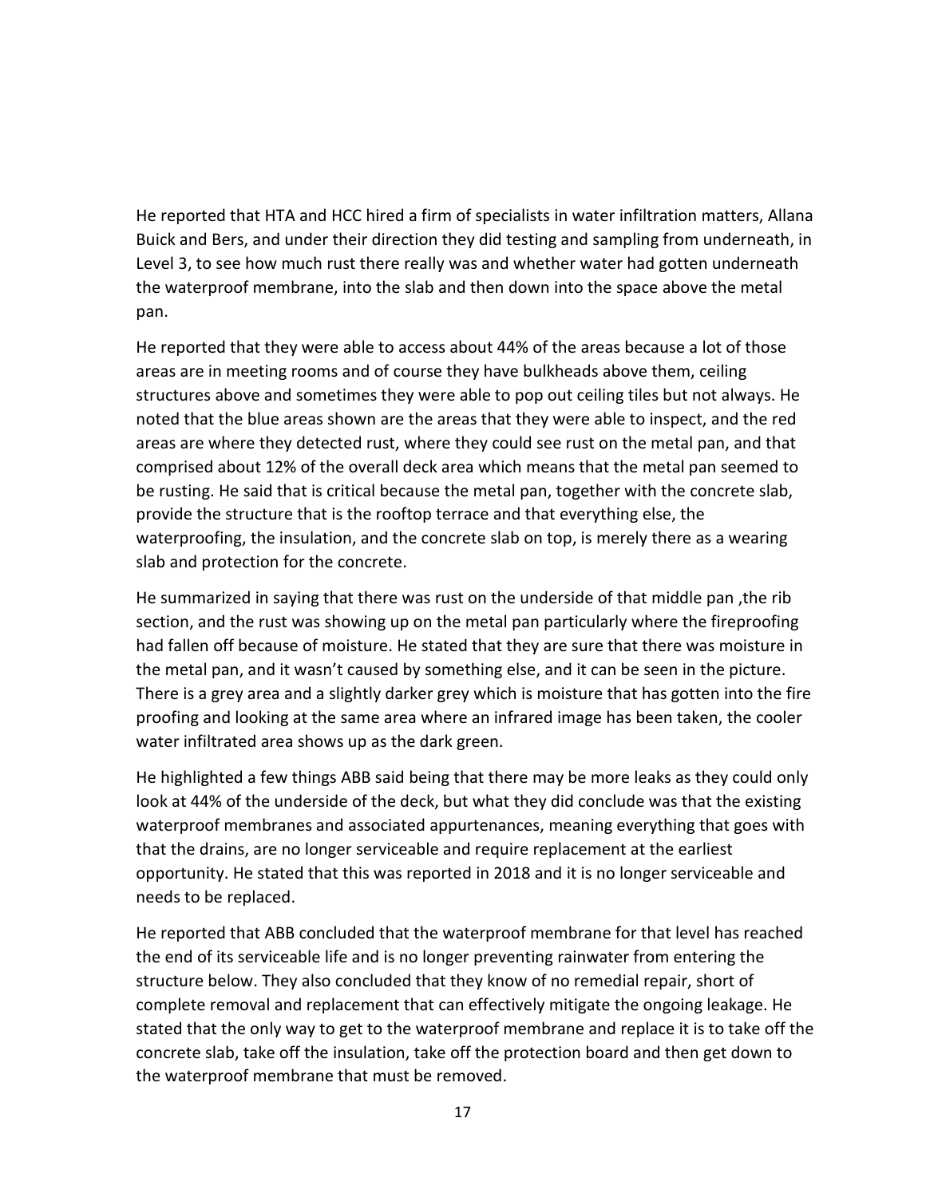He reported that HTA and HCC hired a firm of specialists in water infiltration matters, Allana Buick and Bers, and under their direction they did testing and sampling from underneath, in Level 3, to see how much rust there really was and whether water had gotten underneath the waterproof membrane, into the slab and then down into the space above the metal pan.

He reported that they were able to access about 44% of the areas because a lot of those areas are in meeting rooms and of course they have bulkheads above them, ceiling structures above and sometimes they were able to pop out ceiling tiles but not always. He noted that the blue areas shown are the areas that they were able to inspect, and the red areas are where they detected rust, where they could see rust on the metal pan, and that comprised about 12% of the overall deck area which means that the metal pan seemed to be rusting. He said that is critical because the metal pan, together with the concrete slab, provide the structure that is the rooftop terrace and that everything else, the waterproofing, the insulation, and the concrete slab on top, is merely there as a wearing slab and protection for the concrete.

He summarized in saying that there was rust on the underside of that middle pan ,the rib section, and the rust was showing up on the metal pan particularly where the fireproofing had fallen off because of moisture. He stated that they are sure that there was moisture in the metal pan, and it wasn't caused by something else, and it can be seen in the picture. There is a grey area and a slightly darker grey which is moisture that has gotten into the fire proofing and looking at the same area where an infrared image has been taken, the cooler water infiltrated area shows up as the dark green.

He highlighted a few things ABB said being that there may be more leaks as they could only look at 44% of the underside of the deck, but what they did conclude was that the existing waterproof membranes and associated appurtenances, meaning everything that goes with that the drains, are no longer serviceable and require replacement at the earliest opportunity. He stated that this was reported in 2018 and it is no longer serviceable and needs to be replaced.

He reported that ABB concluded that the waterproof membrane for that level has reached the end of its serviceable life and is no longer preventing rainwater from entering the structure below. They also concluded that they know of no remedial repair, short of complete removal and replacement that can effectively mitigate the ongoing leakage. He stated that the only way to get to the waterproof membrane and replace it is to take off the concrete slab, take off the insulation, take off the protection board and then get down to the waterproof membrane that must be removed.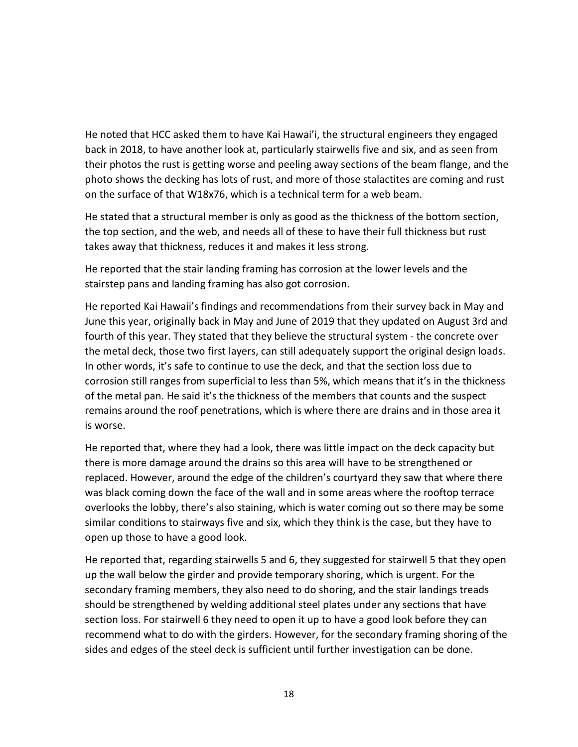He noted that HCC asked them to have Kai Hawai'i, the structural engineers they engaged back in 2018, to have another look at, particularly stairwells five and six, and as seen from their photos the rust is getting worse and peeling away sections of the beam flange, and the photo shows the decking has lots of rust, and more of those stalactites are coming and rust on the surface of that W18x76, which is a technical term for a web beam.

He stated that a structural member is only as good as the thickness of the bottom section, the top section, and the web, and needs all of these to have their full thickness but rust takes away that thickness, reduces it and makes it less strong.

He reported that the stair landing framing has corrosion at the lower levels and the stairstep pans and landing framing has also got corrosion.

He reported Kai Hawaii's findings and recommendations from their survey back in May and June this year, originally back in May and June of 2019 that they updated on August 3rd and fourth of this year. They stated that they believe the structural system - the concrete over the metal deck, those two first layers, can still adequately support the original design loads. In other words, it's safe to continue to use the deck, and that the section loss due to corrosion still ranges from superficial to less than 5%, which means that it's in the thickness of the metal pan. He said it's the thickness of the members that counts and the suspect remains around the roof penetrations, which is where there are drains and in those area it is worse.

He reported that, where they had a look, there was little impact on the deck capacity but there is more damage around the drains so this area will have to be strengthened or replaced. However, around the edge of the children's courtyard they saw that where there was black coming down the face of the wall and in some areas where the rooftop terrace overlooks the lobby, there's also staining, which is water coming out so there may be some similar conditions to stairways five and six, which they think is the case, but they have to open up those to have a good look.

He reported that, regarding stairwells 5 and 6, they suggested for stairwell 5 that they open up the wall below the girder and provide temporary shoring, which is urgent. For the secondary framing members, they also need to do shoring, and the stair landings treads should be strengthened by welding additional steel plates under any sections that have section loss. For stairwell 6 they need to open it up to have a good look before they can recommend what to do with the girders. However, for the secondary framing shoring of the sides and edges of the steel deck is sufficient until further investigation can be done.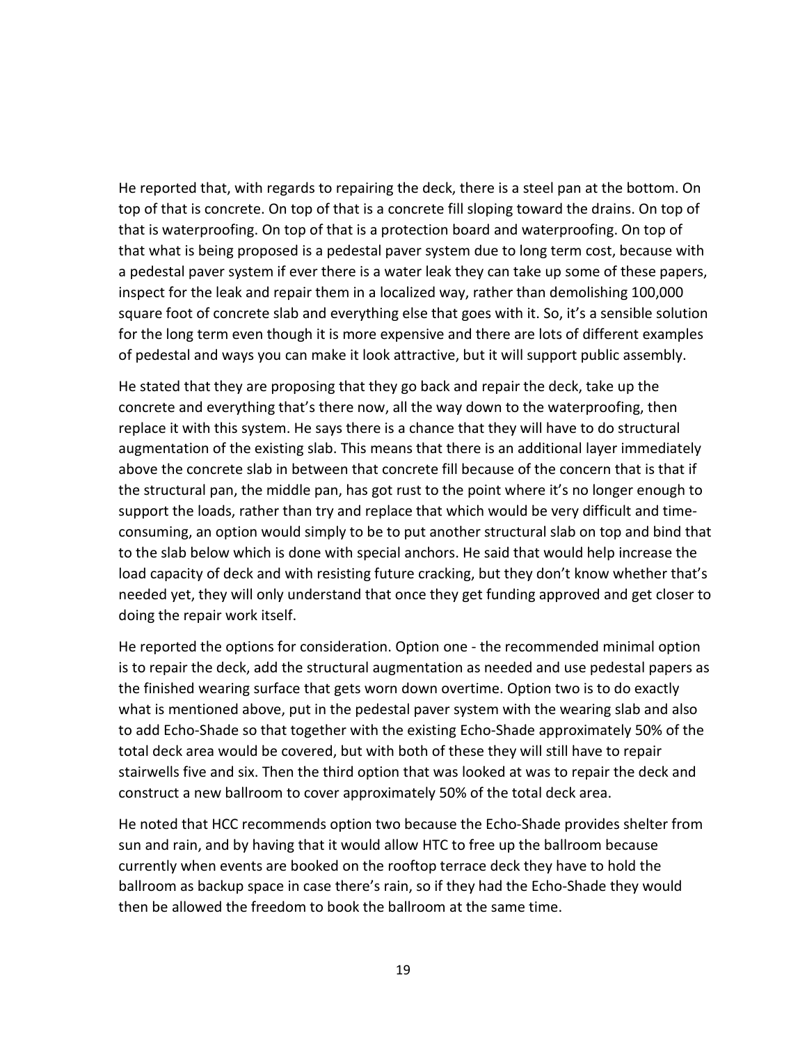He reported that, with regards to repairing the deck, there is a steel pan at the bottom. On top of that is concrete. On top of that is a concrete fill sloping toward the drains. On top of that is waterproofing. On top of that is a protection board and waterproofing. On top of that what is being proposed is a pedestal paver system due to long term cost, because with a pedestal paver system if ever there is a water leak they can take up some of these papers, inspect for the leak and repair them in a localized way, rather than demolishing 100,000 square foot of concrete slab and everything else that goes with it. So, it's a sensible solution for the long term even though it is more expensive and there are lots of different examples of pedestal and ways you can make it look attractive, but it will support public assembly.

He stated that they are proposing that they go back and repair the deck, take up the concrete and everything that's there now, all the way down to the waterproofing, then replace it with this system. He says there is a chance that they will have to do structural augmentation of the existing slab. This means that there is an additional layer immediately above the concrete slab in between that concrete fill because of the concern that is that if the structural pan, the middle pan, has got rust to the point where it's no longer enough to support the loads, rather than try and replace that which would be very difficult and time-consuming, an option would simply to be to put another structural slab on top and bind that to the slab below which is done with special anchors. He said that would help increase the load capacity of deck and with resisting future cracking, but they don't know whether that's needed yet, they will only understand that once they get funding approved and get closer to doing the repair work itself.

He reported the options for consideration. Option one - the recommended minimal option is to repair the deck, add the structural augmentation as needed and use pedestal papers as the finished wearing surface that gets worn down overtime. Option two is to do exactly what is mentioned above, put in the pedestal paver system with the wearing slab and also to add Echo-Shade so that together with the existing Echo-Shade approximately 50% of the total deck area would be covered, but with both of these they will still have to repair stairwells five and six. Then the third option that was looked at was to repair the deck and construct a new ballroom to cover approximately 50% of the total deck area.

He noted that HCC recommends option two because the Echo-Shade provides shelter from sun and rain, and by having that it would allow HTC to free up the ballroom because currently when events are booked on the rooftop terrace deck they have to hold the ballroom as backup space in case there's rain, so if they had the Echo-Shade they would then be allowed the freedom to book the ballroom at the same time.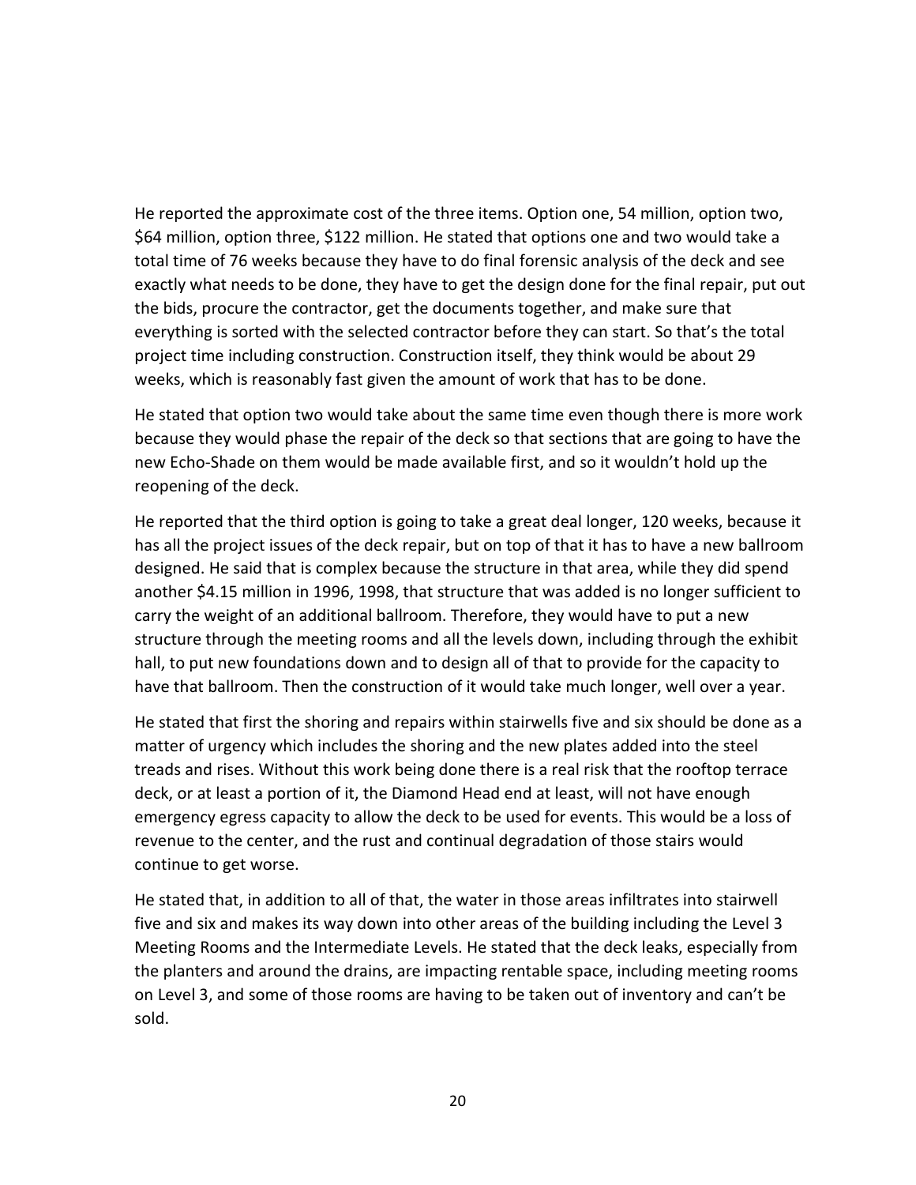He reported the approximate cost of the three items. Option one, 54 million, option two, $64 million, option three, $122 million. He stated that options one and two would take a total time of 76 weeks because they have to do final forensic analysis of the deck and see exactly what needs to be done, they have to get the design done for the final repair, put out the bids, procure the contractor, get the documents together, and make sure that everything is sorted with the selected contractor before they can start. So that's the total project time including construction. Construction itself, they think would be about 29 weeks, which is reasonably fast given the amount of work that has to be done.

He stated that option two would take about the same time even though there is more work because they would phase the repair of the deck so that sections that are going to have the new Echo-Shade on them would be made available first, and so it wouldn't hold up the reopening of the deck.

He reported that the third option is going to take a great deal longer, 120 weeks, because it has all the project issues of the deck repair, but on top of that it has to have a new ballroom designed. He said that is complex because the structure in that area, while they did spend another $4.15 million in 1996, 1998, that structure that was added is no longer sufficient to carry the weight of an additional ballroom. Therefore, they would have to put a new structure through the meeting rooms and all the levels down, including through the exhibit hall, to put new foundations down and to design all of that to provide for the capacity to have that ballroom. Then the construction of it would take much longer, well over a year.

He stated that first the shoring and repairs within stairwells five and six should be done as a matter of urgency which includes the shoring and the new plates added into the steel treads and rises. Without this work being done there is a real risk that the rooftop terrace deck, or at least a portion of it, the Diamond Head end at least, will not have enough emergency egress capacity to allow the deck to be used for events. This would be a loss of revenue to the center, and the rust and continual degradation of those stairs would continue to get worse.

He stated that, in addition to all of that, the water in those areas infiltrates into stairwell five and six and makes its way down into other areas of the building including the Level 3 Meeting Rooms and the Intermediate Levels. He stated that the deck leaks, especially from the planters and around the drains, are impacting rentable space, including meeting rooms on Level 3, and some of those rooms are having to be taken out of inventory and can't be sold.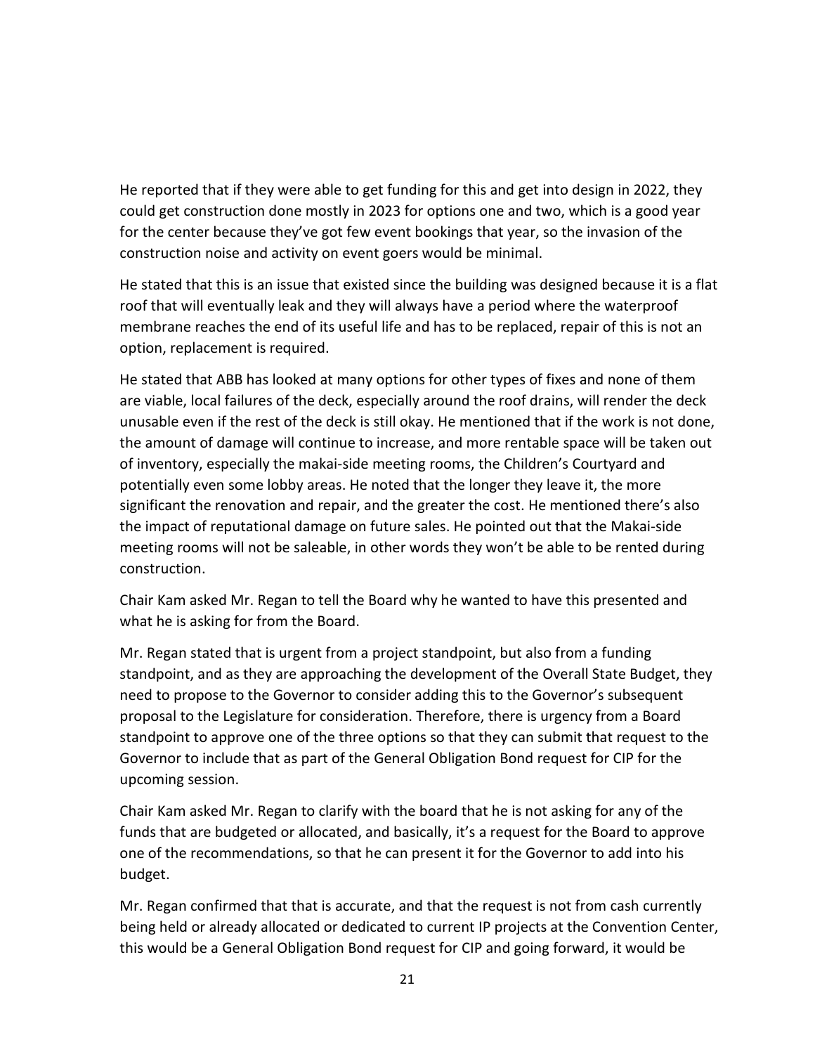He reported that if they were able to get funding for this and get into design in 2022, they could get construction done mostly in 2023 for options one and two, which is a good year for the center because they've got few event bookings that year, so the invasion of the construction noise and activity on event goers would be minimal.

He stated that this is an issue that existed since the building was designed because it is a flat roof that will eventually leak and they will always have a period where the waterproof membrane reaches the end of its useful life and has to be replaced, repair of this is not an option, replacement is required.

He stated that ABB has looked at many options for other types of fixes and none of them are viable, local failures of the deck, especially around the roof drains, will render the deck unusable even if the rest of the deck is still okay. He mentioned that if the work is not done, the amount of damage will continue to increase, and more rentable space will be taken out of inventory, especially the makai-side meeting rooms, the Children's Courtyard and potentially even some lobby areas. He noted that the longer they leave it, the more significant the renovation and repair, and the greater the cost. He mentioned there's also the impact of reputational damage on future sales. He pointed out that the Makai-side meeting rooms will not be saleable, in other words they won't be able to be rented during construction.

Chair Kam asked Mr. Regan to tell the Board why he wanted to have this presented and what he is asking for from the Board.

Mr. Regan stated that is urgent from a project standpoint, but also from a funding standpoint, and as they are approaching the development of the Overall State Budget, they need to propose to the Governor to consider adding this to the Governor's subsequent proposal to the Legislature for consideration. Therefore, there is urgency from a Board standpoint to approve one of the three options so that they can submit that request to the Governor to include that as part of the General Obligation Bond request for CIP for the upcoming session.

Chair Kam asked Mr. Regan to clarify with the board that he is not asking for any of the funds that are budgeted or allocated, and basically, it's a request for the Board to approve one of the recommendations, so that he can present it for the Governor to add into his budget.

Mr. Regan confirmed that that is accurate, and that the request is not from cash currently being held or already allocated or dedicated to current IP projects at the Convention Center, this would be a General Obligation Bond request for CIP and going forward, it would be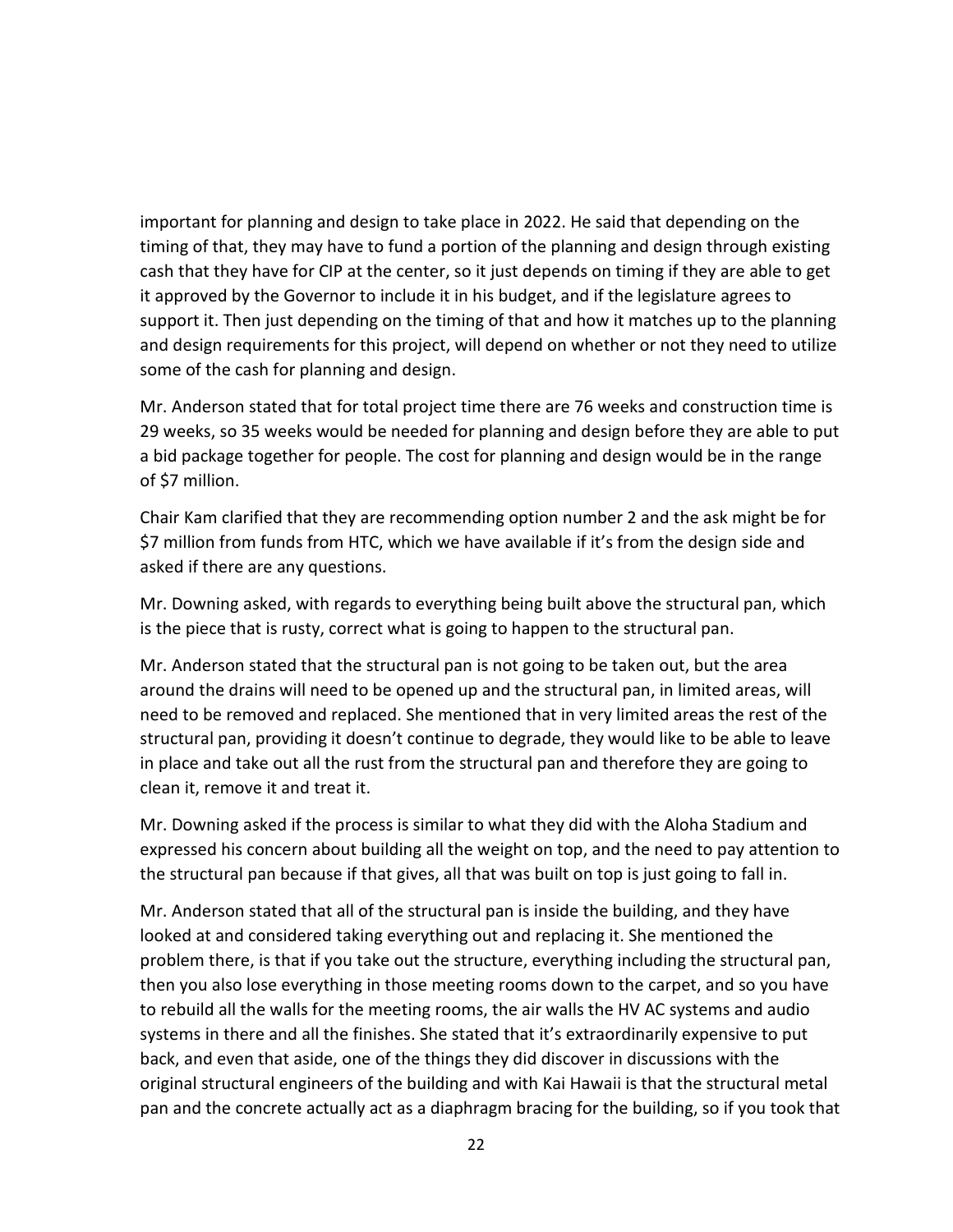important for planning and design to take place in 2022. He said that depending on the timing of that, they may have to fund a portion of the planning and design through existing cash that they have for CIP at the center, so it just depends on timing if they are able to get it approved by the Governor to include it in his budget, and if the legislature agrees to support it. Then just depending on the timing of that and how it matches up to the planning and design requirements for this project, will depend on whether or not they need to utilize some of the cash for planning and design.

Mr. Anderson stated that for total project time there are 76 weeks and construction time is 29 weeks, so 35 weeks would be needed for planning and design before they are able to put a bid package together for people. The cost for planning and design would be in the range of $7 million.

Chair Kam clarified that they are recommending option number 2 and the ask might be for $7 million from funds from HTC, which we have available if it's from the design side and asked if there are any questions.

Mr. Downing asked, with regards to everything being built above the structural pan, which is the piece that is rusty, correct what is going to happen to the structural pan.

Mr. Anderson stated that the structural pan is not going to be taken out, but the area around the drains will need to be opened up and the structural pan, in limited areas, will need to be removed and replaced. She mentioned that in very limited areas the rest of the structural pan, providing it doesn't continue to degrade, they would like to be able to leave in place and take out all the rust from the structural pan and therefore they are going to clean it, remove it and treat it.

Mr. Downing asked if the process is similar to what they did with the Aloha Stadium and expressed his concern about building all the weight on top, and the need to pay attention to the structural pan because if that gives, all that was built on top is just going to fall in.

Mr. Anderson stated that all of the structural pan is inside the building, and they have looked at and considered taking everything out and replacing it. She mentioned the problem there, is that if you take out the structure, everything including the structural pan, then you also lose everything in those meeting rooms down to the carpet, and so you have to rebuild all the walls for the meeting rooms, the air walls the HV AC systems and audio systems in there and all the finishes. She stated that it's extraordinarily expensive to put back, and even that aside, one of the things they did discover in discussions with the original structural engineers of the building and with Kai Hawaii is that the structural metal pan and the concrete actually act as a diaphragm bracing for the building, so if you took that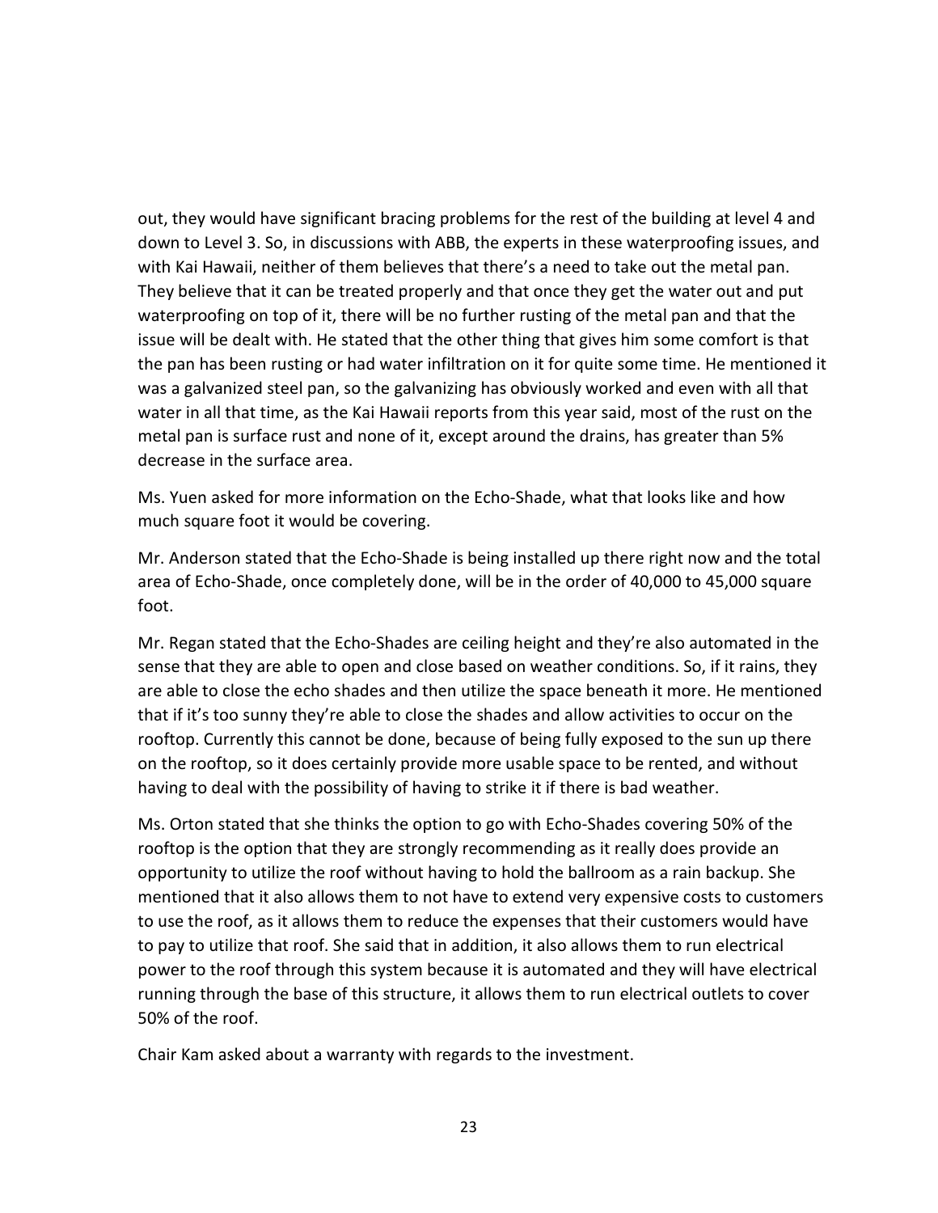out, they would have significant bracing problems for the rest of the building at level 4 and down to Level 3. So, in discussions with ABB, the experts in these waterproofing issues, and with Kai Hawaii, neither of them believes that there's a need to take out the metal pan. They believe that it can be treated properly and that once they get the water out and put waterproofing on top of it, there will be no further rusting of the metal pan and that the issue will be dealt with. He stated that the other thing that gives him some comfort is that the pan has been rusting or had water infiltration on it for quite some time. He mentioned it was a galvanized steel pan, so the galvanizing has obviously worked and even with all that water in all that time, as the Kai Hawaii reports from this year said, most of the rust on the metal pan is surface rust and none of it, except around the drains, has greater than 5% decrease in the surface area.

Ms. Yuen asked for more information on the Echo-Shade, what that looks like and how much square foot it would be covering.

Mr. Anderson stated that the Echo-Shade is being installed up there right now and the total area of Echo-Shade, once completely done, will be in the order of 40,000 to 45,000 square foot.

Mr. Regan stated that the Echo-Shades are ceiling height and they're also automated in the sense that they are able to open and close based on weather conditions. So, if it rains, they are able to close the echo shades and then utilize the space beneath it more. He mentioned that if it's too sunny they're able to close the shades and allow activities to occur on the rooftop. Currently this cannot be done, because of being fully exposed to the sun up there on the rooftop, so it does certainly provide more usable space to be rented, and without having to deal with the possibility of having to strike it if there is bad weather.

Ms. Orton stated that she thinks the option to go with Echo-Shades covering 50% of the rooftop is the option that they are strongly recommending as it really does provide an opportunity to utilize the roof without having to hold the ballroom as a rain backup. She mentioned that it also allows them to not have to extend very expensive costs to customers to use the roof, as it allows them to reduce the expenses that their customers would have to pay to utilize that roof. She said that in addition, it also allows them to run electrical power to the roof through this system because it is automated and they will have electrical running through the base of this structure, it allows them to run electrical outlets to cover 50% of the roof.

Chair Kam asked about a warranty with regards to the investment.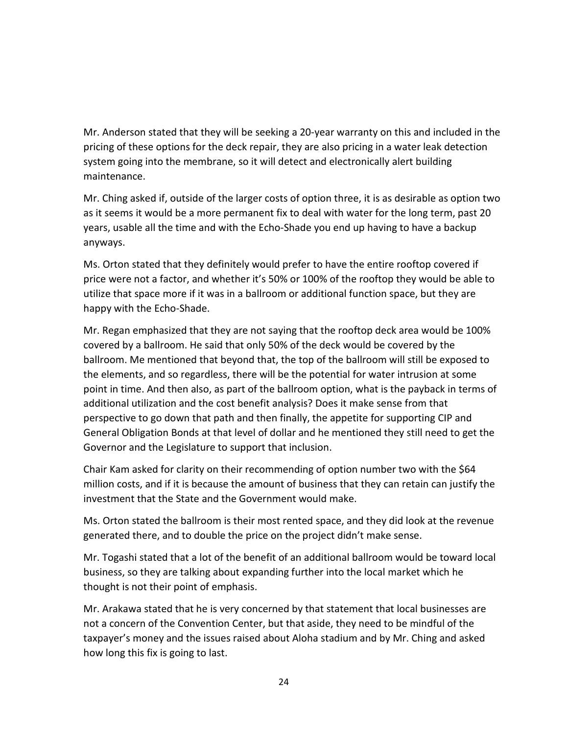Mr. Anderson stated that they will be seeking a 20-year warranty on this and included in the pricing of these options for the deck repair, they are also pricing in a water leak detection system going into the membrane, so it will detect and electronically alert building maintenance.

Mr. Ching asked if, outside of the larger costs of option three, it is as desirable as option two as it seems it would be a more permanent fix to deal with water for the long term, past 20 years, usable all the time and with the Echo-Shade you end up having to have a backup anyways.

Ms. Orton stated that they definitely would prefer to have the entire rooftop covered if price were not a factor, and whether it's 50% or 100% of the rooftop they would be able to utilize that space more if it was in a ballroom or additional function space, but they are happy with the Echo-Shade.

Mr. Regan emphasized that they are not saying that the rooftop deck area would be 100% covered by a ballroom. He said that only 50% of the deck would be covered by the ballroom. Me mentioned that beyond that, the top of the ballroom will still be exposed to the elements, and so regardless, there will be the potential for water intrusion at some point in time. And then also, as part of the ballroom option, what is the payback in terms of additional utilization and the cost benefit analysis? Does it make sense from that perspective to go down that path and then finally, the appetite for supporting CIP and General Obligation Bonds at that level of dollar and he mentioned they still need to get the Governor and the Legislature to support that inclusion.

Chair Kam asked for clarity on their recommending of option number two with the $64 million costs, and if it is because the amount of business that they can retain can justify the investment that the State and the Government would make.

Ms. Orton stated the ballroom is their most rented space, and they did look at the revenue generated there, and to double the price on the project didn't make sense.

Mr. Togashi stated that a lot of the benefit of an additional ballroom would be toward local business, so they are talking about expanding further into the local market which he thought is not their point of emphasis.

Mr. Arakawa stated that he is very concerned by that statement that local businesses are not a concern of the Convention Center, but that aside, they need to be mindful of the taxpayer's money and the issues raised about Aloha stadium and by Mr. Ching and asked how long this fix is going to last.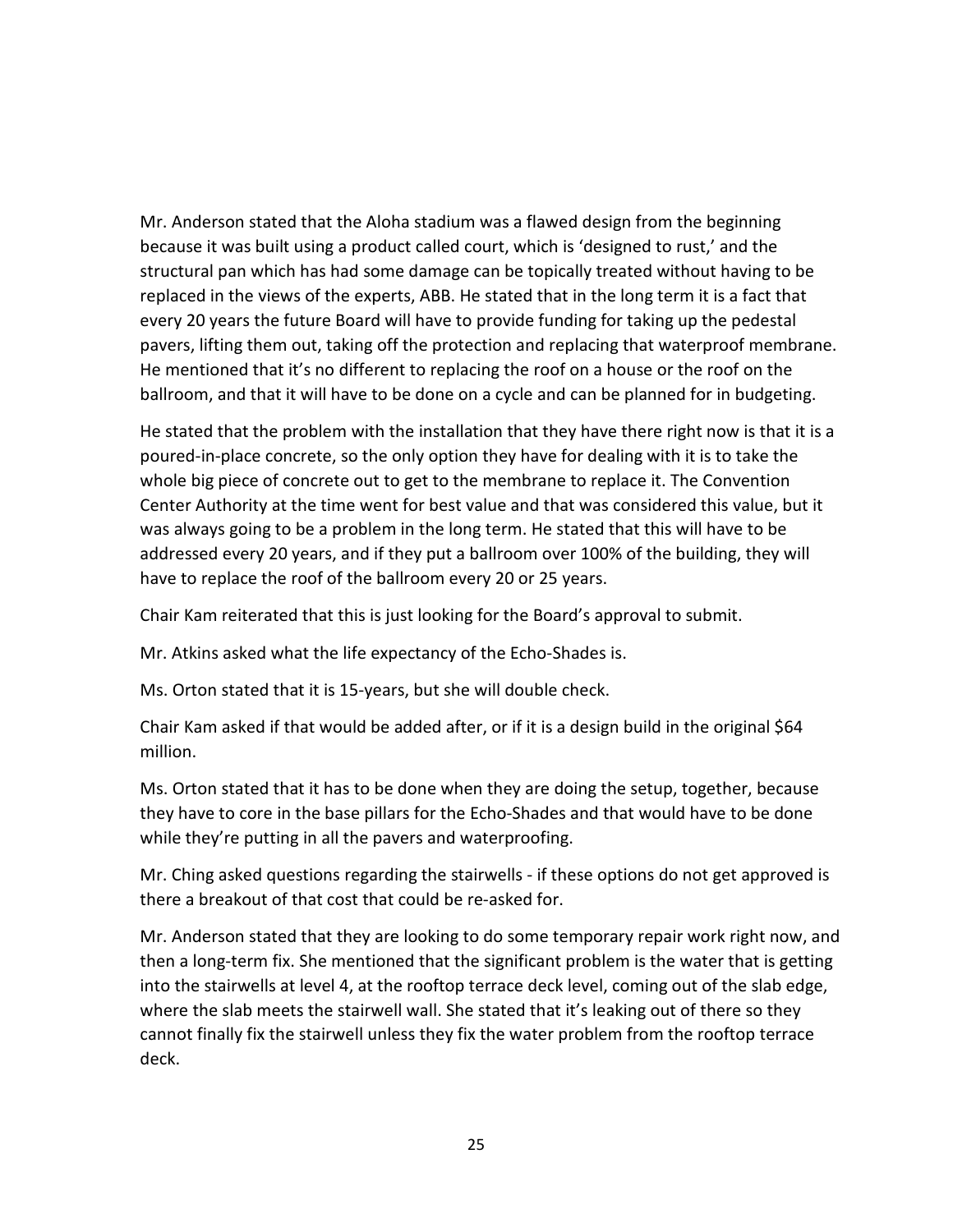Mr. Anderson stated that the Aloha stadium was a flawed design from the beginning because it was built using a product called court, which is 'designed to rust,' and the structural pan which has had some damage can be topically treated without having to be replaced in the views of the experts, ABB. He stated that in the long term it is a fact that every 20 years the future Board will have to provide funding for taking up the pedestal pavers, lifting them out, taking off the protection and replacing that waterproof membrane. He mentioned that it's no different to replacing the roof on a house or the roof on the ballroom, and that it will have to be done on a cycle and can be planned for in budgeting.

He stated that the problem with the installation that they have there right now is that it is a poured-in-place concrete, so the only option they have for dealing with it is to take the whole big piece of concrete out to get to the membrane to replace it. The Convention Center Authority at the time went for best value and that was considered this value, but it was always going to be a problem in the long term. He stated that this will have to be addressed every 20 years, and if they put a ballroom over 100% of the building, they will have to replace the roof of the ballroom every 20 or 25 years.

Chair Kam reiterated that this is just looking for the Board's approval to submit.

Mr. Atkins asked what the life expectancy of the Echo-Shades is.

Ms. Orton stated that it is 15-years, but she will double check.

Chair Kam asked if that would be added after, or if it is a design build in the original $64 million.

Ms. Orton stated that it has to be done when they are doing the setup, together, because they have to core in the base pillars for the Echo-Shades and that would have to be done while they're putting in all the pavers and waterproofing.

Mr. Ching asked questions regarding the stairwells - if these options do not get approved is there a breakout of that cost that could be re-asked for.

Mr. Anderson stated that they are looking to do some temporary repair work right now, and then a long-term fix. She mentioned that the significant problem is the water that is getting into the stairwells at level 4, at the rooftop terrace deck level, coming out of the slab edge, where the slab meets the stairwell wall. She stated that it's leaking out of there so they cannot finally fix the stairwell unless they fix the water problem from the rooftop terrace deck.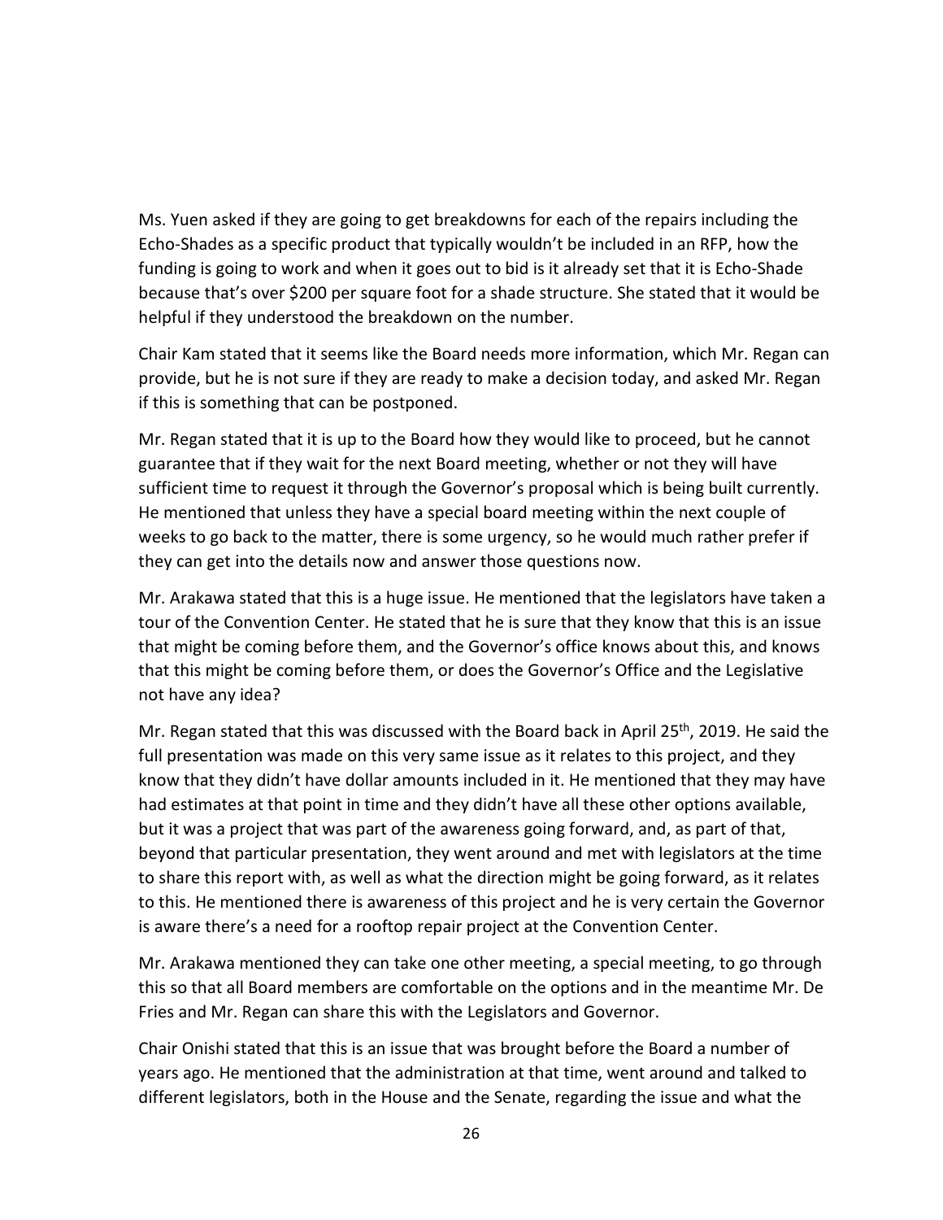Ms. Yuen asked if they are going to get breakdowns for each of the repairs including the Echo-Shades as a specific product that typically wouldn't be included in an RFP, how the funding is going to work and when it goes out to bid is it already set that it is Echo-Shade because that's over $200 per square foot for a shade structure. She stated that it would be helpful if they understood the breakdown on the number.

Chair Kam stated that it seems like the Board needs more information, which Mr. Regan can provide, but he is not sure if they are ready to make a decision today, and asked Mr. Regan if this is something that can be postponed.

Mr. Regan stated that it is up to the Board how they would like to proceed, but he cannot guarantee that if they wait for the next Board meeting, whether or not they will have sufficient time to request it through the Governor's proposal which is being built currently. He mentioned that unless they have a special board meeting within the next couple of weeks to go back to the matter, there is some urgency, so he would much rather prefer if they can get into the details now and answer those questions now.

Mr. Arakawa stated that this is a huge issue. He mentioned that the legislators have taken a tour of the Convention Center. He stated that he is sure that they know that this is an issue that might be coming before them, and the Governor's office knows about this, and knows that this might be coming before them, or does the Governor's Office and the Legislative not have any idea?

Mr. Regan stated that this was discussed with the Board back in April 25th, 2019. He said the full presentation was made on this very same issue as it relates to this project, and they know that they didn't have dollar amounts included in it. He mentioned that they may have had estimates at that point in time and they didn't have all these other options available, but it was a project that was part of the awareness going forward, and, as part of that, beyond that particular presentation, they went around and met with legislators at the time to share this report with, as well as what the direction might be going forward, as it relates to this. He mentioned there is awareness of this project and he is very certain the Governor is aware there's a need for a rooftop repair project at the Convention Center.

Mr. Arakawa mentioned they can take one other meeting, a special meeting, to go through this so that all Board members are comfortable on the options and in the meantime Mr. De Fries and Mr. Regan can share this with the Legislators and Governor.

Chair Onishi stated that this is an issue that was brought before the Board a number of years ago. He mentioned that the administration at that time, went around and talked to different legislators, both in the House and the Senate, regarding the issue and what the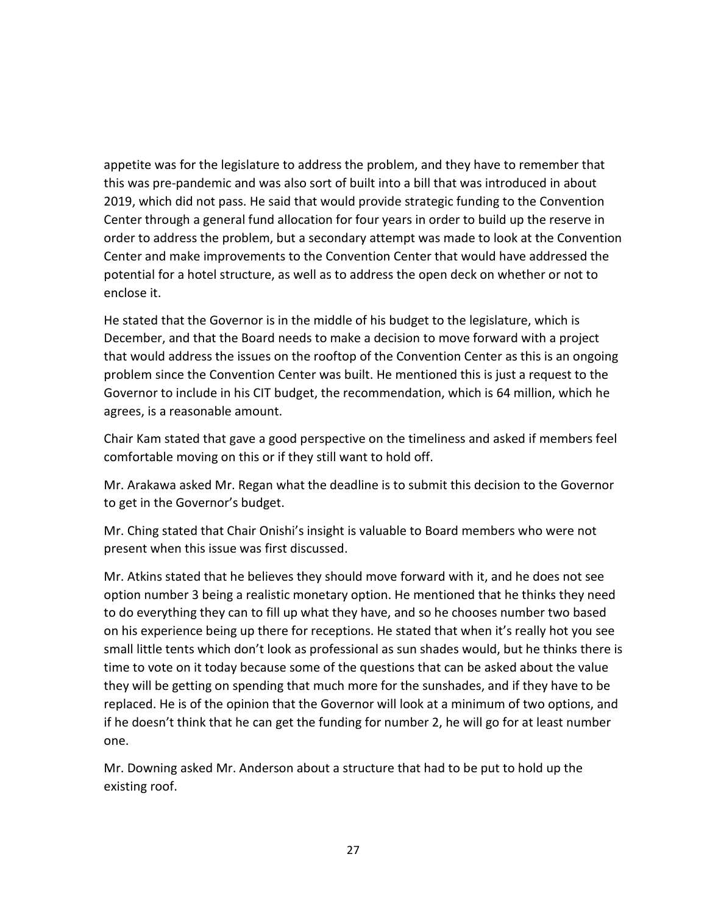appetite was for the legislature to address the problem, and they have to remember that this was pre-pandemic and was also sort of built into a bill that was introduced in about 2019, which did not pass. He said that would provide strategic funding to the Convention Center through a general fund allocation for four years in order to build up the reserve in order to address the problem, but a secondary attempt was made to look at the Convention Center and make improvements to the Convention Center that would have addressed the potential for a hotel structure, as well as to address the open deck on whether or not to enclose it.

He stated that the Governor is in the middle of his budget to the legislature, which is December, and that the Board needs to make a decision to move forward with a project that would address the issues on the rooftop of the Convention Center as this is an ongoing problem since the Convention Center was built. He mentioned this is just a request to the Governor to include in his CIT budget, the recommendation, which is 64 million, which he agrees, is a reasonable amount.

Chair Kam stated that gave a good perspective on the timeliness and asked if members feel comfortable moving on this or if they still want to hold off.

Mr. Arakawa asked Mr. Regan what the deadline is to submit this decision to the Governor to get in the Governor's budget.

Mr. Ching stated that Chair Onishi's insight is valuable to Board members who were not present when this issue was first discussed.

Mr. Atkins stated that he believes they should move forward with it, and he does not see option number 3 being a realistic monetary option. He mentioned that he thinks they need to do everything they can to fill up what they have, and so he chooses number two based on his experience being up there for receptions. He stated that when it's really hot you see small little tents which don't look as professional as sun shades would, but he thinks there is time to vote on it today because some of the questions that can be asked about the value they will be getting on spending that much more for the sunshades, and if they have to be replaced. He is of the opinion that the Governor will look at a minimum of two options, and if he doesn't think that he can get the funding for number 2, he will go for at least number one.

Mr. Downing asked Mr. Anderson about a structure that had to be put to hold up the existing roof.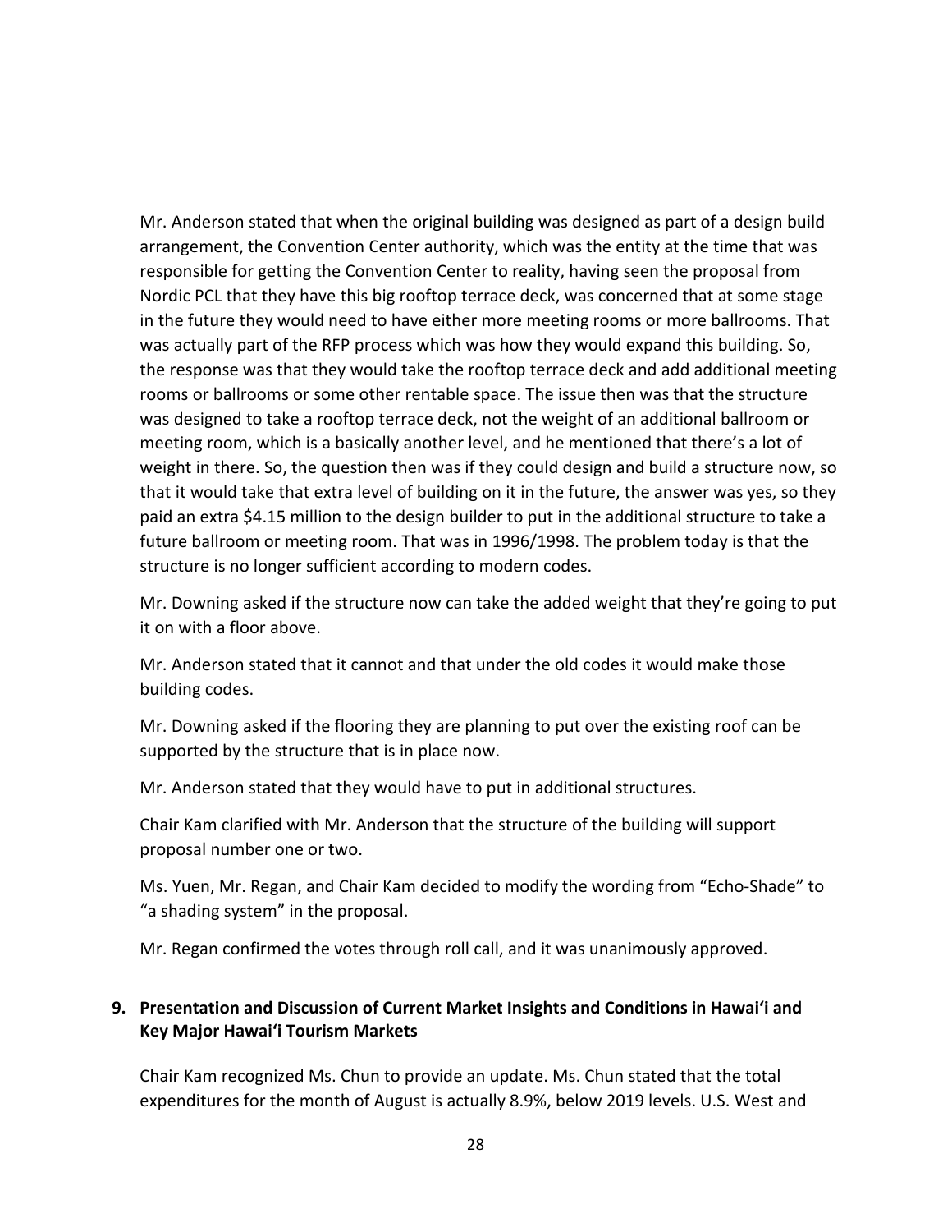Mr. Anderson stated that when the original building was designed as part of a design build arrangement, the Convention Center authority, which was the entity at the time that was responsible for getting the Convention Center to reality, having seen the proposal from Nordic PCL that they have this big rooftop terrace deck, was concerned that at some stage in the future they would need to have either more meeting rooms or more ballrooms. That was actually part of the RFP process which was how they would expand this building. So, the response was that they would take the rooftop terrace deck and add additional meeting rooms or ballrooms or some other rentable space. The issue then was that the structure was designed to take a rooftop terrace deck, not the weight of an additional ballroom or meeting room, which is a basically another level, and he mentioned that there's a lot of weight in there. So, the question then was if they could design and build a structure now, so that it would take that extra level of building on it in the future, the answer was yes, so they paid an extra $4.15 million to the design builder to put in the additional structure to take a future ballroom or meeting room. That was in 1996/1998. The problem today is that the structure is no longer sufficient according to modern codes.

Mr. Downing asked if the structure now can take the added weight that they're going to put it on with a floor above.

Mr. Anderson stated that it cannot and that under the old codes it would make those building codes.

Mr. Downing asked if the flooring they are planning to put over the existing roof can be supported by the structure that is in place now.

Mr. Anderson stated that they would have to put in additional structures.

Chair Kam clarified with Mr. Anderson that the structure of the building will support proposal number one or two.

Ms. Yuen, Mr. Regan, and Chair Kam decided to modify the wording from "Echo-Shade" to "a shading system" in the proposal.

Mr. Regan confirmed the votes through roll call, and it was unanimously approved.

**9. Presentation and Discussion of Current Market Insights and Conditions in Hawai'i and Key Major Hawai'i Tourism Markets**

Chair Kam recognized Ms. Chun to provide an update. Ms. Chun stated that the total expenditures for the month of August is actually 8.9%, below 2019 levels. U.S. West and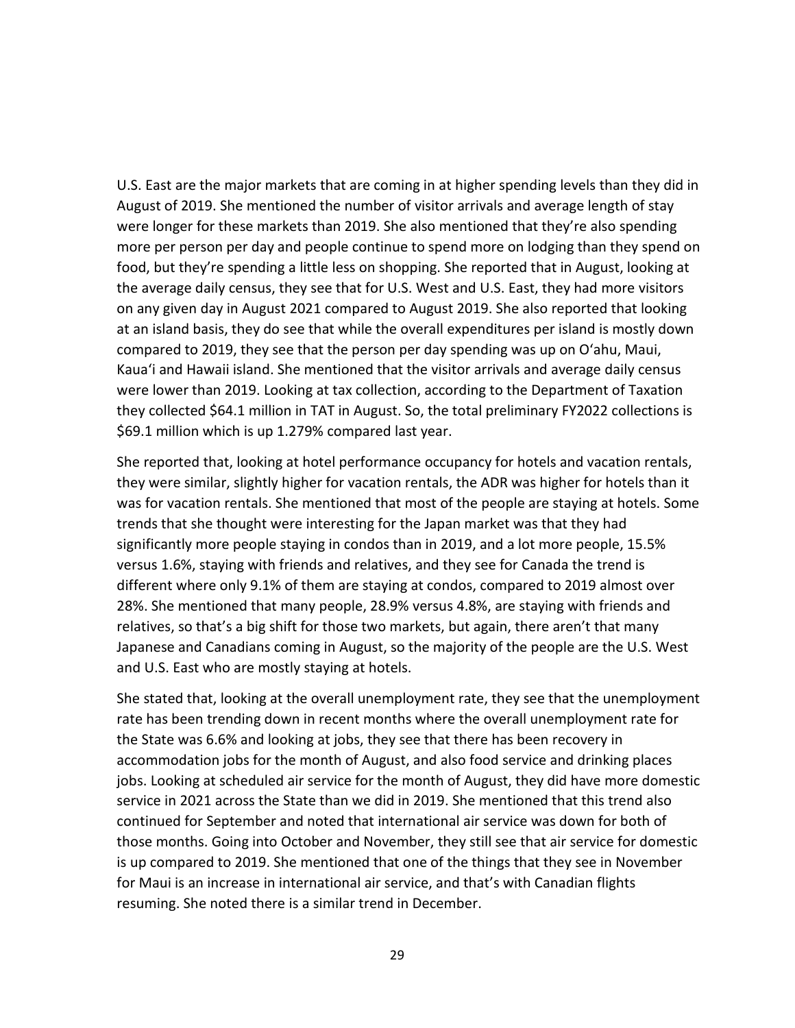U.S. East are the major markets that are coming in at higher spending levels than they did in August of 2019. She mentioned the number of visitor arrivals and average length of stay were longer for these markets than 2019. She also mentioned that they're also spending more per person per day and people continue to spend more on lodging than they spend on food, but they're spending a little less on shopping. She reported that in August, looking at the average daily census, they see that for U.S. West and U.S. East, they had more visitors on any given day in August 2021 compared to August 2019. She also reported that looking at an island basis, they do see that while the overall expenditures per island is mostly down compared to 2019, they see that the person per day spending was up on O'ahu, Maui, Kaua'i and Hawaii island. She mentioned that the visitor arrivals and average daily census were lower than 2019. Looking at tax collection, according to the Department of Taxation they collected $64.1 million in TAT in August. So, the total preliminary FY2022 collections is $69.1 million which is up 1.279% compared last year.

She reported that, looking at hotel performance occupancy for hotels and vacation rentals, they were similar, slightly higher for vacation rentals, the ADR was higher for hotels than it was for vacation rentals. She mentioned that most of the people are staying at hotels. Some trends that she thought were interesting for the Japan market was that they had significantly more people staying in condos than in 2019, and a lot more people, 15.5% versus 1.6%, staying with friends and relatives, and they see for Canada the trend is different where only 9.1% of them are staying at condos, compared to 2019 almost over 28%. She mentioned that many people, 28.9% versus 4.8%, are staying with friends and relatives, so that's a big shift for those two markets, but again, there aren't that many Japanese and Canadians coming in August, so the majority of the people are the U.S. West and U.S. East who are mostly staying at hotels.

She stated that, looking at the overall unemployment rate, they see that the unemployment rate has been trending down in recent months where the overall unemployment rate for the State was 6.6% and looking at jobs, they see that there has been recovery in accommodation jobs for the month of August, and also food service and drinking places jobs. Looking at scheduled air service for the month of August, they did have more domestic service in 2021 across the State than we did in 2019. She mentioned that this trend also continued for September and noted that international air service was down for both of those months. Going into October and November, they still see that air service for domestic is up compared to 2019. She mentioned that one of the things that they see in November for Maui is an increase in international air service, and that's with Canadian flights resuming. She noted there is a similar trend in December.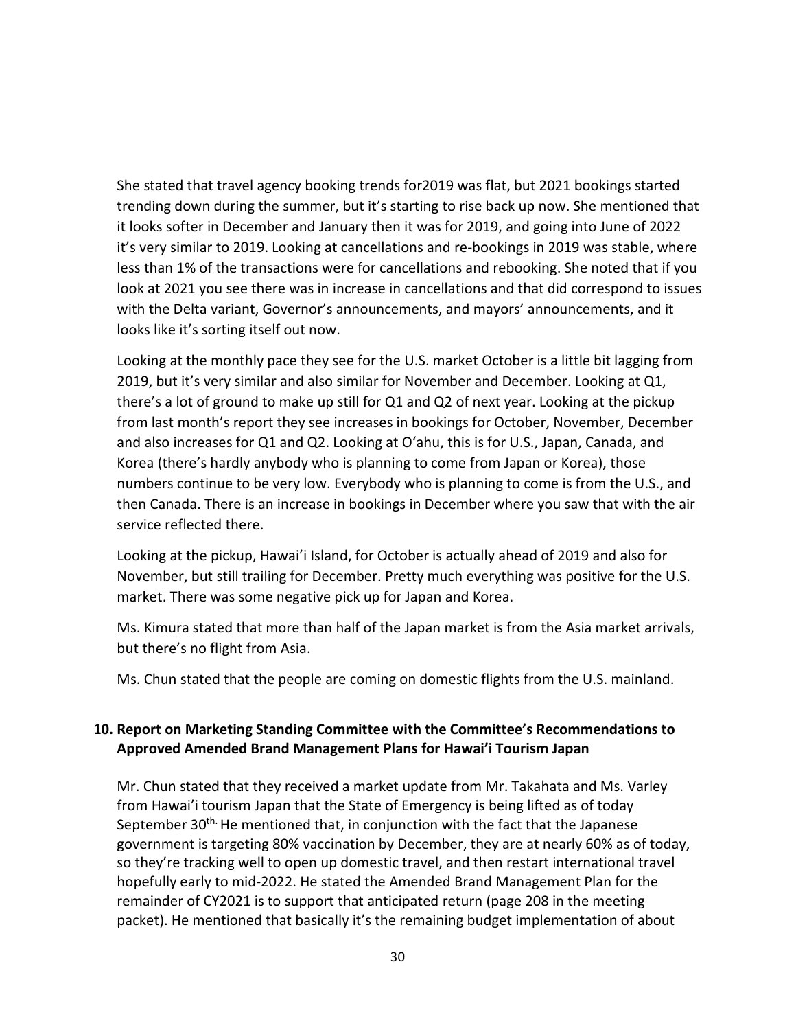She stated that travel agency booking trends for2019 was flat, but 2021 bookings started trending down during the summer, but it's starting to rise back up now. She mentioned that it looks softer in December and January then it was for 2019, and going into June of 2022 it's very similar to 2019. Looking at cancellations and re-bookings in 2019 was stable, where less than 1% of the transactions were for cancellations and rebooking. She noted that if you look at 2021 you see there was in increase in cancellations and that did correspond to issues with the Delta variant, Governor's announcements, and mayors' announcements, and it looks like it's sorting itself out now.

Looking at the monthly pace they see for the U.S. market October is a little bit lagging from 2019, but it's very similar and also similar for November and December. Looking at Q1, there's a lot of ground to make up still for Q1 and Q2 of next year. Looking at the pickup from last month's report they see increases in bookings for October, November, December and also increases for Q1 and Q2. Looking at O'ahu, this is for U.S., Japan, Canada, and Korea (there's hardly anybody who is planning to come from Japan or Korea), those numbers continue to be very low. Everybody who is planning to come is from the U.S., and then Canada. There is an increase in bookings in December where you saw that with the air service reflected there.

Looking at the pickup, Hawai'i Island, for October is actually ahead of 2019 and also for November, but still trailing for December. Pretty much everything was positive for the U.S. market. There was some negative pick up for Japan and Korea.

Ms. Kimura stated that more than half of the Japan market is from the Asia market arrivals, but there's no flight from Asia.

Ms. Chun stated that the people are coming on domestic flights from the U.S. mainland.

## 10. Report on Marketing Standing Committee with the Committee's Recommendations to Approved Amended Brand Management Plans for Hawai'i Tourism Japan

Mr. Chun stated that they received a market update from Mr. Takahata and Ms. Varley from Hawai'i tourism Japan that the State of Emergency is being lifted as of today September 30th. He mentioned that, in conjunction with the fact that the Japanese government is targeting 80% vaccination by December, they are at nearly 60% as of today, so they're tracking well to open up domestic travel, and then restart international travel hopefully early to mid-2022. He stated the Amended Brand Management Plan for the remainder of CY2021 is to support that anticipated return (page 208 in the meeting packet). He mentioned that basically it's the remaining budget implementation of about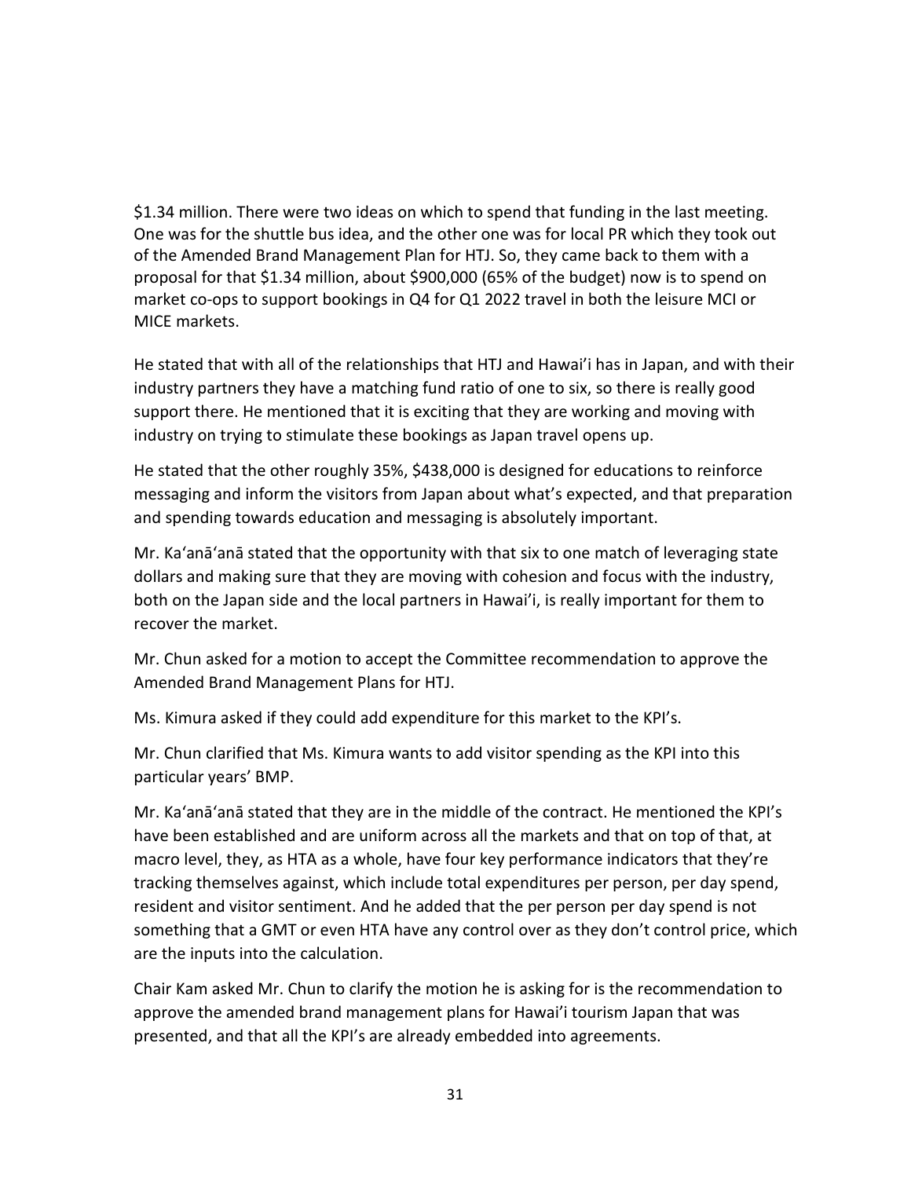$1.34 million. There were two ideas on which to spend that funding in the last meeting. One was for the shuttle bus idea, and the other one was for local PR which they took out of the Amended Brand Management Plan for HTJ. So, they came back to them with a proposal for that $1.34 million, about $900,000 (65% of the budget) now is to spend on market co-ops to support bookings in Q4 for Q1 2022 travel in both the leisure MCI or MICE markets.

He stated that with all of the relationships that HTJ and Hawai'i has in Japan, and with their industry partners they have a matching fund ratio of one to six, so there is really good support there. He mentioned that it is exciting that they are working and moving with industry on trying to stimulate these bookings as Japan travel opens up.

He stated that the other roughly 35%, $438,000 is designed for educations to reinforce messaging and inform the visitors from Japan about what's expected, and that preparation and spending towards education and messaging is absolutely important.

Mr. Ka'anā'anā stated that the opportunity with that six to one match of leveraging state dollars and making sure that they are moving with cohesion and focus with the industry, both on the Japan side and the local partners in Hawai'i, is really important for them to recover the market.

Mr. Chun asked for a motion to accept the Committee recommendation to approve the Amended Brand Management Plans for HTJ.

Ms. Kimura asked if they could add expenditure for this market to the KPI's.

Mr. Chun clarified that Ms. Kimura wants to add visitor spending as the KPI into this particular years' BMP.

Mr. Ka'anā'anā stated that they are in the middle of the contract. He mentioned the KPI's have been established and are uniform across all the markets and that on top of that, at macro level, they, as HTA as a whole, have four key performance indicators that they're tracking themselves against, which include total expenditures per person, per day spend, resident and visitor sentiment. And he added that the per person per day spend is not something that a GMT or even HTA have any control over as they don't control price, which are the inputs into the calculation.

Chair Kam asked Mr. Chun to clarify the motion he is asking for is the recommendation to approve the amended brand management plans for Hawai'i tourism Japan that was presented, and that all the KPI's are already embedded into agreements.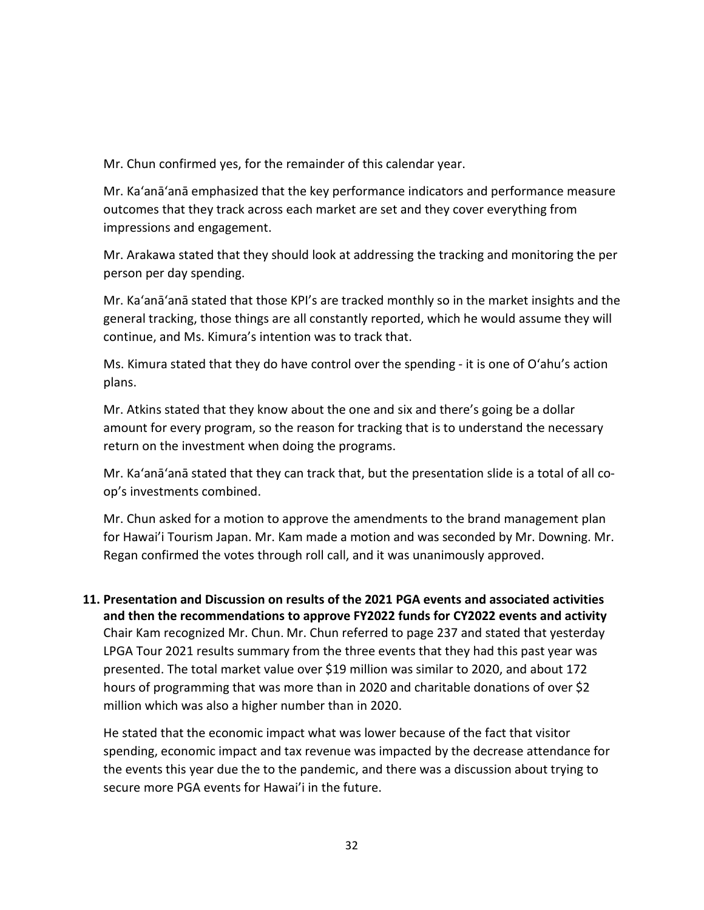Mr. Chun confirmed yes, for the remainder of this calendar year.

Mr. Kaʻanāʻanā emphasized that the key performance indicators and performance measure outcomes that they track across each market are set and they cover everything from impressions and engagement.

Mr. Arakawa stated that they should look at addressing the tracking and monitoring the per person per day spending.

Mr. Kaʻanāʻanā stated that those KPI's are tracked monthly so in the market insights and the general tracking, those things are all constantly reported, which he would assume they will continue, and Ms. Kimura's intention was to track that.

Ms. Kimura stated that they do have control over the spending - it is one of Oʻahu's action plans.

Mr. Atkins stated that they know about the one and six and there's going be a dollar amount for every program, so the reason for tracking that is to understand the necessary return on the investment when doing the programs.

Mr. Kaʻanāʻanā stated that they can track that, but the presentation slide is a total of all co-op's investments combined.

Mr. Chun asked for a motion to approve the amendments to the brand management plan for Hawaiʻi Tourism Japan. Mr. Kam made a motion and was seconded by Mr. Downing. Mr. Regan confirmed the votes through roll call, and it was unanimously approved.

**11. Presentation and Discussion on results of the 2021 PGA events and associated activities and then the recommendations to approve FY2022 funds for CY2022 events and activity**

Chair Kam recognized Mr. Chun. Mr. Chun referred to page 237 and stated that yesterday LPGA Tour 2021 results summary from the three events that they had this past year was presented. The total market value over $19 million was similar to 2020, and about 172 hours of programming that was more than in 2020 and charitable donations of over $2 million which was also a higher number than in 2020.

He stated that the economic impact what was lower because of the fact that visitor spending, economic impact and tax revenue was impacted by the decrease attendance for the events this year due the to the pandemic, and there was a discussion about trying to secure more PGA events for Hawaiʻi in the future.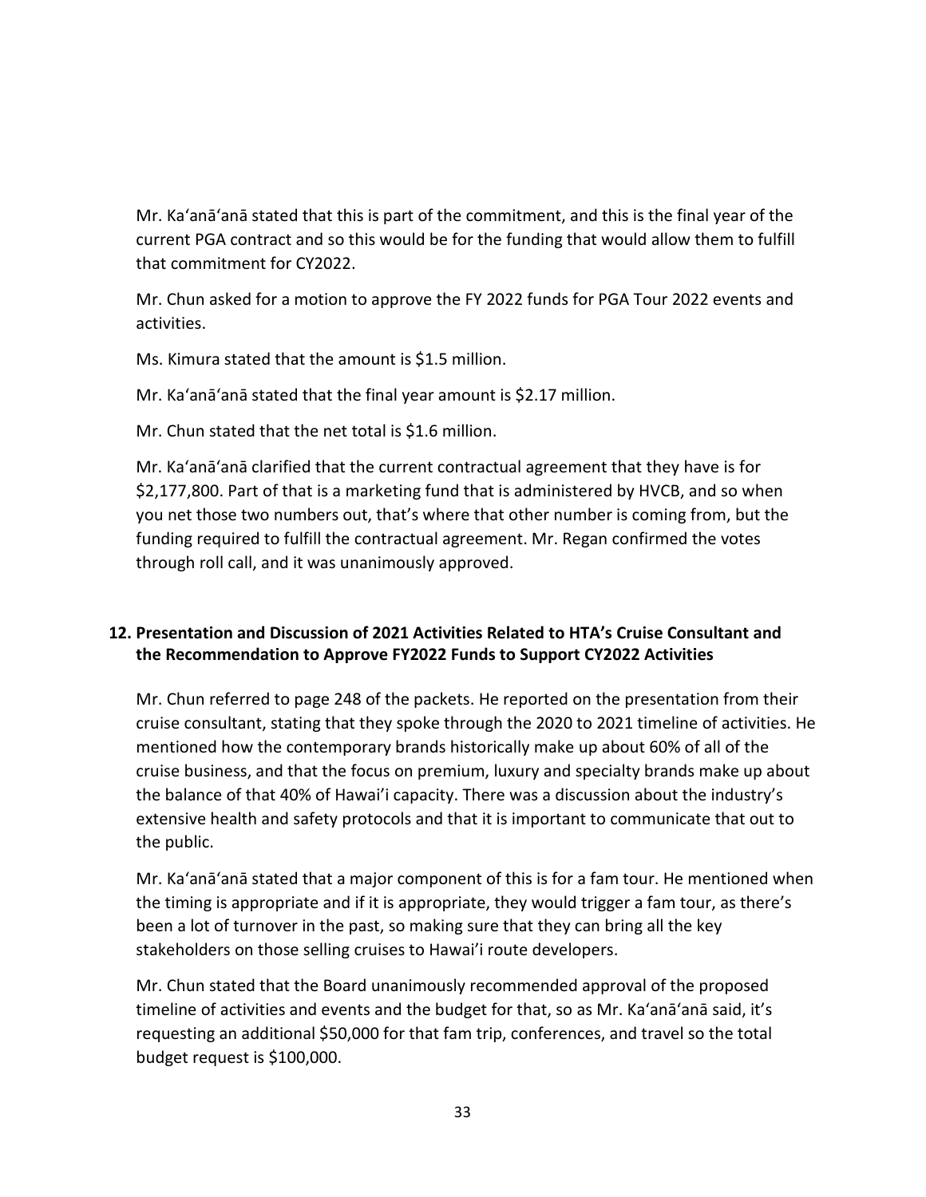Mr. Ka'anā'anā stated that this is part of the commitment, and this is the final year of the current PGA contract and so this would be for the funding that would allow them to fulfill that commitment for CY2022.

Mr. Chun asked for a motion to approve the FY 2022 funds for PGA Tour 2022 events and activities.

Ms. Kimura stated that the amount is $1.5 million.

Mr. Ka'anā'anā stated that the final year amount is $2.17 million.

Mr. Chun stated that the net total is $1.6 million.

Mr. Ka'anā'anā clarified that the current contractual agreement that they have is for $2,177,800. Part of that is a marketing fund that is administered by HVCB, and so when you net those two numbers out, that's where that other number is coming from, but the funding required to fulfill the contractual agreement. Mr. Regan confirmed the votes through roll call, and it was unanimously approved.

## 12. Presentation and Discussion of 2021 Activities Related to HTA's Cruise Consultant and the Recommendation to Approve FY2022 Funds to Support CY2022 Activities

Mr. Chun referred to page 248 of the packets. He reported on the presentation from their cruise consultant, stating that they spoke through the 2020 to 2021 timeline of activities. He mentioned how the contemporary brands historically make up about 60% of all of the cruise business, and that the focus on premium, luxury and specialty brands make up about the balance of that 40% of Hawai'i capacity. There was a discussion about the industry's extensive health and safety protocols and that it is important to communicate that out to the public.

Mr. Ka'anā'anā stated that a major component of this is for a fam tour. He mentioned when the timing is appropriate and if it is appropriate, they would trigger a fam tour, as there's been a lot of turnover in the past, so making sure that they can bring all the key stakeholders on those selling cruises to Hawai'i route developers.

Mr. Chun stated that the Board unanimously recommended approval of the proposed timeline of activities and events and the budget for that, so as Mr. Ka'anā'anā said, it's requesting an additional $50,000 for that fam trip, conferences, and travel so the total budget request is $100,000.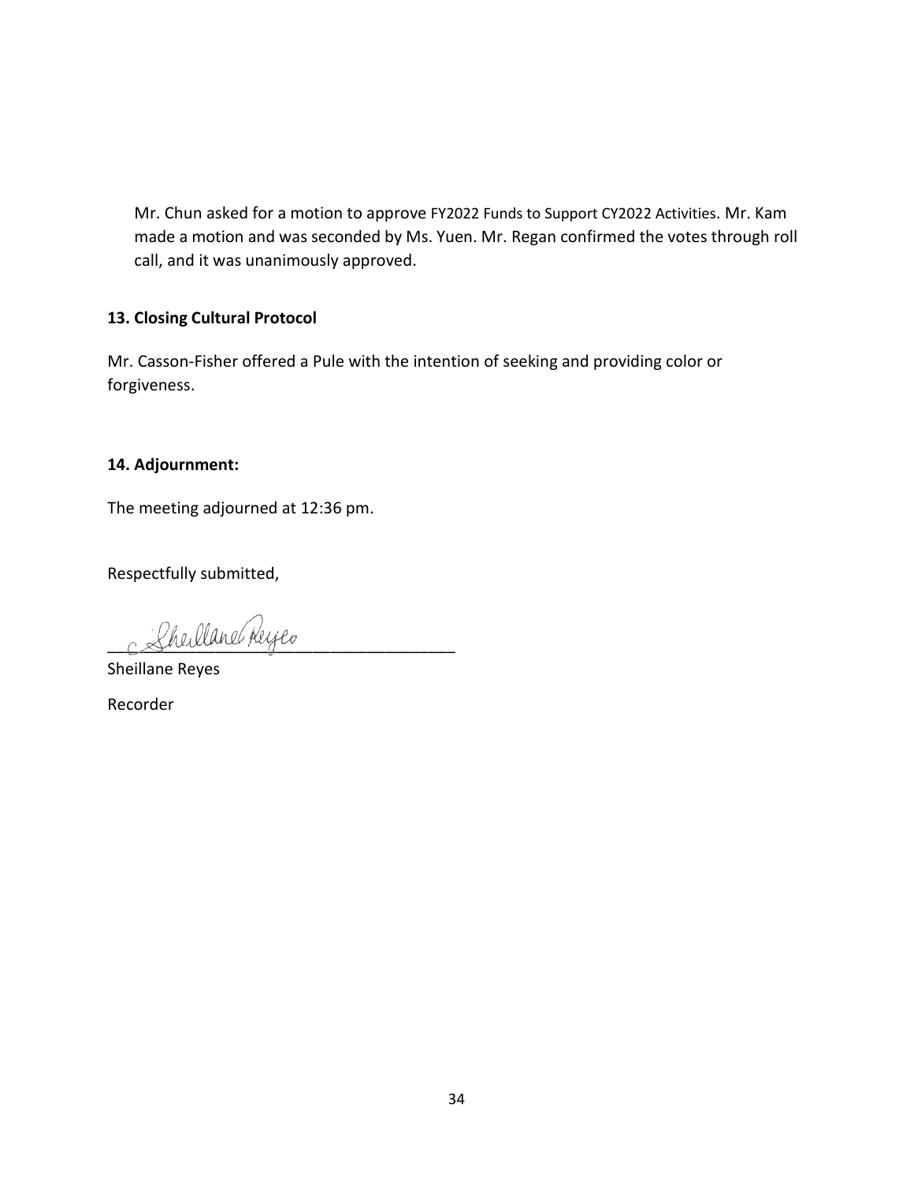Mr. Chun asked for a motion to approve FY2022 Funds to Support CY2022 Activities. Mr. Kam made a motion and was seconded by Ms. Yuen. Mr. Regan confirmed the votes through roll call, and it was unanimously approved.

**13. Closing Cultural Protocol**

Mr. Casson-Fisher offered a Pule with the intention of seeking and providing color or forgiveness.

**14. Adjournment:**

The meeting adjourned at 12:36 pm.

Respectfully submitted,

Sheillane Reyes
_____________________________________

Sheillane Reyes

Recorder